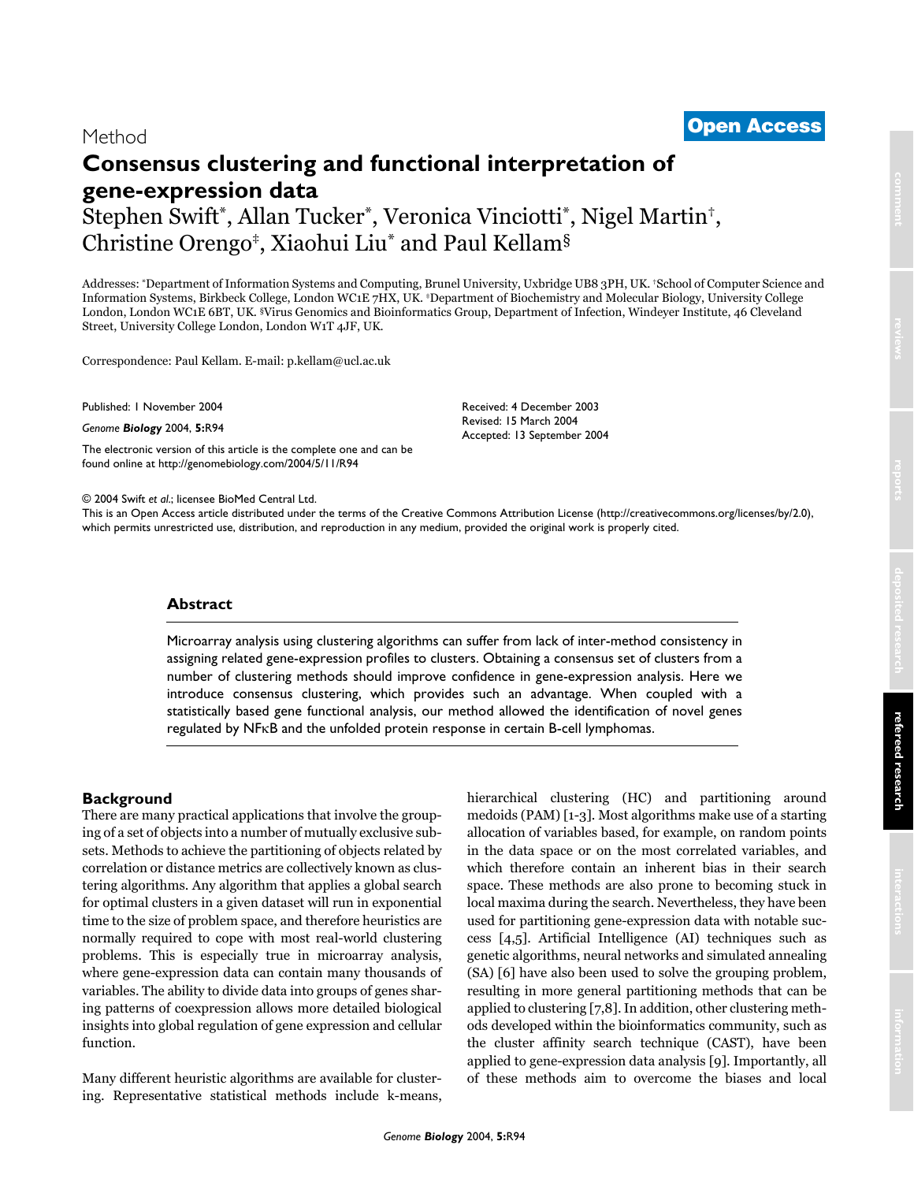Method

**Open Access**

# Consensus clustering and functional interpretation of gene-expression data

Stephen Swift[*], Allan Tucker[*], Veronica Vinciotti[*], Nigel Martin[†], Christine Orengo[‡], Xiaohui Liu[*] and Paul Kellam[§]

Addresses: [*]Department of Information Systems and Computing, Brunel University, Uxbridge UB8 3PH, UK. [†]School of Computer Science and Information Systems, Birkbeck College, London WC1E 7HX, UK. [‡]Department of Biochemistry and Molecular Biology, University College London, London WC1E 6BT, UK. [§]Virus Genomics and Bioinformatics Group, Department of Infection, Windeyer Institute, 46 Cleveland Street, University College London, London W1T 4JF, UK.

Correspondence: Paul Kellam. E-mail: p.kellam@ucl.ac.uk

Published: 1 November 2004

*Genome **Biology*** 2004, **5:**R94

The electronic version of this article is the complete one and can be found online at http://genomebiology.com/2004/5/11/R94

Received: 4 December 2003
Revised: 15 March 2004
Accepted: 13 September 2004

© 2004 Swift *et al.*; licensee BioMed Central Ltd.
This is an Open Access article distributed under the terms of the Creative Commons Attribution License (http://creativecommons.org/licenses/by/2.0), which permits unrestricted use, distribution, and reproduction in any medium, provided the original work is properly cited.

## Abstract

Microarray analysis using clustering algorithms can suffer from lack of inter-method consistency in assigning related gene-expression profiles to clusters. Obtaining a consensus set of clusters from a number of clustering methods should improve confidence in gene-expression analysis. Here we introduce consensus clustering, which provides such an advantage. When coupled with a statistically based gene functional analysis, our method allowed the identification of novel genes regulated by NFκB and the unfolded protein response in certain B-cell lymphomas.

## Background

There are many practical applications that involve the grouping of a set of objects into a number of mutually exclusive subsets. Methods to achieve the partitioning of objects related by correlation or distance metrics are collectively known as clustering algorithms. Any algorithm that applies a global search for optimal clusters in a given dataset will run in exponential time to the size of problem space, and therefore heuristics are normally required to cope with most real-world clustering problems. This is especially true in microarray analysis, where gene-expression data can contain many thousands of variables. The ability to divide data into groups of genes sharing patterns of coexpression allows more detailed biological insights into global regulation of gene expression and cellular function.

Many different heuristic algorithms are available for clustering. Representative statistical methods include k-means, hierarchical clustering (HC) and partitioning around medoids (PAM) [1-3]. Most algorithms make use of a starting allocation of variables based, for example, on random points in the data space or on the most correlated variables, and which therefore contain an inherent bias in their search space. These methods are also prone to becoming stuck in local maxima during the search. Nevertheless, they have been used for partitioning gene-expression data with notable success [4,5]. Artificial Intelligence (AI) techniques such as genetic algorithms, neural networks and simulated annealing (SA) [6] have also been used to solve the grouping problem, resulting in more general partitioning methods that can be applied to clustering [7,8]. In addition, other clustering methods developed within the bioinformatics community, such as the cluster affinity search technique (CAST), have been applied to gene-expression data analysis [9]. Importantly, all of these methods aim to overcome the biases and local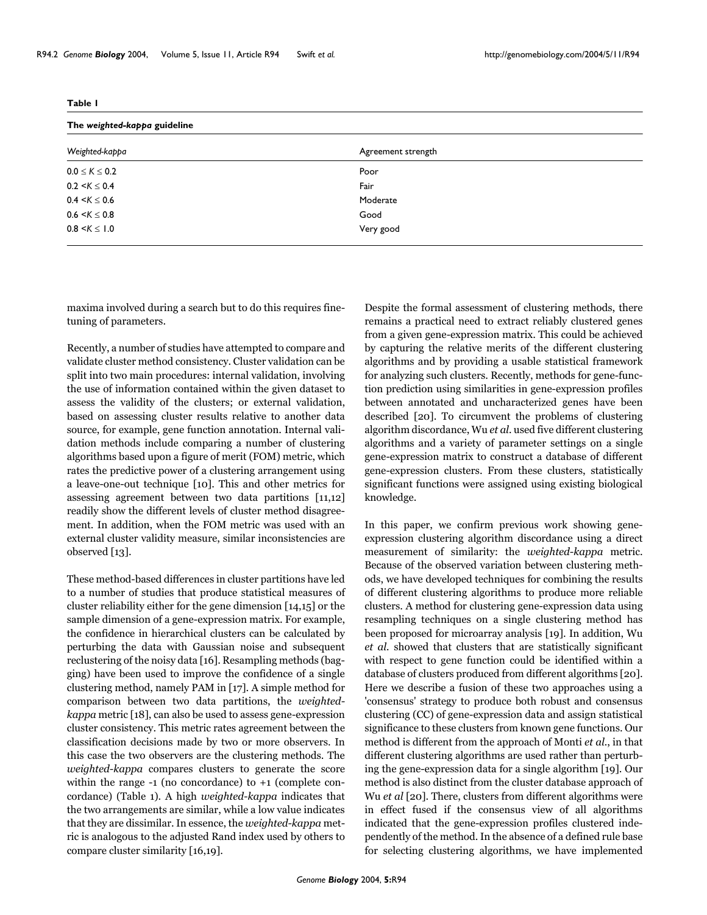**Table 1**

**The *weighted-kappa* guideline**

| *Weighted-kappa* | Agreement strength |
|---|---|
| $0.0 \leq K \leq 0.2$ | Poor |
| $0.2 < K \leq 0.4$ | Fair |
| $0.4 < K \leq 0.6$ | Moderate |
| $0.6 < K \leq 0.8$ | Good |
| $0.8 < K \leq 1.0$ | Very good |

maxima involved during a search but to do this requires fine-tuning of parameters.

Recently, a number of studies have attempted to compare and validate cluster method consistency. Cluster validation can be split into two main procedures: internal validation, involving the use of information contained within the given dataset to assess the validity of the clusters; or external validation, based on assessing cluster results relative to another data source, for example, gene function annotation. Internal validation methods include comparing a number of clustering algorithms based upon a figure of merit (FOM) metric, which rates the predictive power of a clustering arrangement using a leave-one-out technique [10]. This and other metrics for assessing agreement between two data partitions [11,12] readily show the different levels of cluster method disagreement. In addition, when the FOM metric was used with an external cluster validity measure, similar inconsistencies are observed [13].

These method-based differences in cluster partitions have led to a number of studies that produce statistical measures of cluster reliability either for the gene dimension [14,15] or the sample dimension of a gene-expression matrix. For example, the confidence in hierarchical clusters can be calculated by perturbing the data with Gaussian noise and subsequent reclustering of the noisy data [16]. Resampling methods (bagging) have been used to improve the confidence of a single clustering method, namely PAM in [17]. A simple method for comparison between two data partitions, the *weighted-kappa* metric [18], can also be used to assess gene-expression cluster consistency. This metric rates agreement between the classification decisions made by two or more observers. In this case the two observers are the clustering methods. The *weighted-kappa* compares clusters to generate the score within the range -1 (no concordance) to +1 (complete concordance) (Table 1). A high *weighted-kappa* indicates that the two arrangements are similar, while a low value indicates that they are dissimilar. In essence, the *weighted-kappa* metric is analogous to the adjusted Rand index used by others to compare cluster similarity [16,19].

Despite the formal assessment of clustering methods, there remains a practical need to extract reliably clustered genes from a given gene-expression matrix. This could be achieved by capturing the relative merits of the different clustering algorithms and by providing a usable statistical framework for analyzing such clusters. Recently, methods for gene-function prediction using similarities in gene-expression profiles between annotated and uncharacterized genes have been described [20]. To circumvent the problems of clustering algorithm discordance, Wu *et al.* used five different clustering algorithms and a variety of parameter settings on a single gene-expression matrix to construct a database of different gene-expression clusters. From these clusters, statistically significant functions were assigned using existing biological knowledge.

In this paper, we confirm previous work showing gene-expression clustering algorithm discordance using a direct measurement of similarity: the *weighted-kappa* metric. Because of the observed variation between clustering methods, we have developed techniques for combining the results of different clustering algorithms to produce more reliable clusters. A method for clustering gene-expression data using resampling techniques on a single clustering method has been proposed for microarray analysis [19]. In addition, Wu *et al.* showed that clusters that are statistically significant with respect to gene function could be identified within a database of clusters produced from different algorithms [20]. Here we describe a fusion of these two approaches using a 'consensus' strategy to produce both robust and consensus clustering (CC) of gene-expression data and assign statistical significance to these clusters from known gene functions. Our method is different from the approach of Monti *et al.*, in that different clustering algorithms are used rather than perturbing the gene-expression data for a single algorithm [19]. Our method is also distinct from the cluster database approach of Wu *et al* [20]. There, clusters from different algorithms were in effect fused if the consensus view of all algorithms indicated that the gene-expression profiles clustered independently of the method. In the absence of a defined rule base for selecting clustering algorithms, we have implemented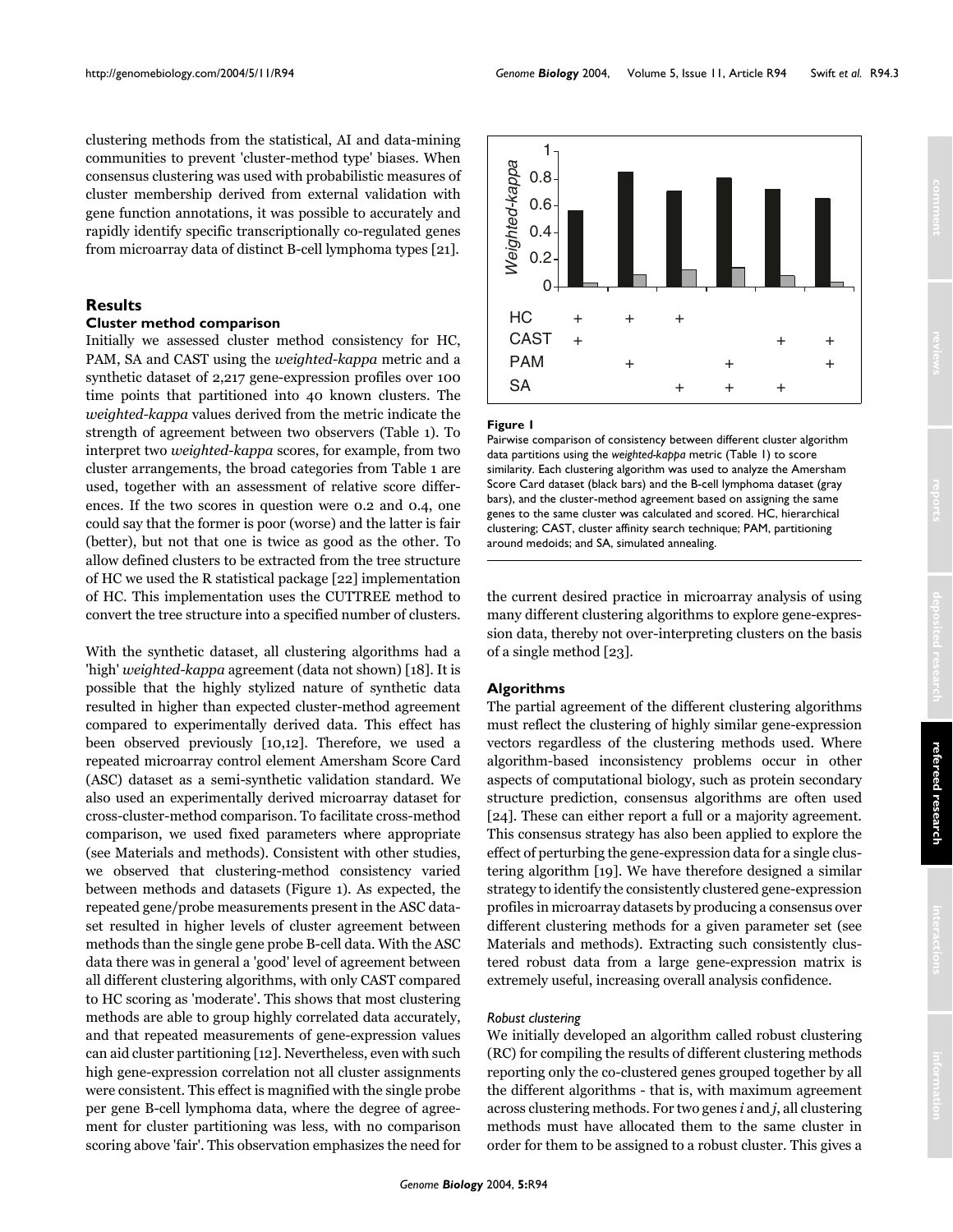clustering methods from the statistical, AI and data-mining communities to prevent 'cluster-method type' biases. When consensus clustering was used with probabilistic measures of cluster membership derived from external validation with gene function annotations, it was possible to accurately and rapidly identify specific transcriptionally co-regulated genes from microarray data of distinct B-cell lymphoma types [21].

## Results

### Cluster method comparison

Initially we assessed cluster method consistency for HC, PAM, SA and CAST using the *weighted-kappa* metric and a synthetic dataset of 2,217 gene-expression profiles over 100 time points that partitioned into 40 known clusters. The *weighted-kappa* values derived from the metric indicate the strength of agreement between two observers (Table 1). To interpret two *weighted-kappa* scores, for example, from two cluster arrangements, the broad categories from Table 1 are used, together with an assessment of relative score differences. If the two scores in question were 0.2 and 0.4, one could say that the former is poor (worse) and the latter is fair (better), but not that one is twice as good as the other. To allow defined clusters to be extracted from the tree structure of HC we used the R statistical package [22] implementation of HC. This implementation uses the CUTTREE method to convert the tree structure into a specified number of clusters.

With the synthetic dataset, all clustering algorithms had a 'high' *weighted-kappa* agreement (data not shown) [18]. It is possible that the highly stylized nature of synthetic data resulted in higher than expected cluster-method agreement compared to experimentally derived data. This effect has been observed previously [10,12]. Therefore, we used a repeated microarray control element Amersham Score Card (ASC) dataset as a semi-synthetic validation standard. We also used an experimentally derived microarray dataset for cross-cluster-method comparison. To facilitate cross-method comparison, we used fixed parameters where appropriate (see Materials and methods). Consistent with other studies, we observed that clustering-method consistency varied between methods and datasets (Figure 1). As expected, the repeated gene/probe measurements present in the ASC dataset resulted in higher levels of cluster agreement between methods than the single gene probe B-cell data. With the ASC data there was in general a 'good' level of agreement between all different clustering algorithms, with only CAST compared to HC scoring as 'moderate'. This shows that most clustering methods are able to group highly correlated data accurately, and that repeated measurements of gene-expression values can aid cluster partitioning [12]. Nevertheless, even with such high gene-expression correlation not all cluster assignments were consistent. This effect is magnified with the single probe per gene B-cell lymphoma data, where the degree of agreement for cluster partitioning was less, with no comparison scoring above 'fair'. This observation emphasizes the need for the current desired practice in microarray analysis of using many different clustering algorithms to explore gene-expression data, thereby not over-interpreting clusters on the basis of a single method [23].

**Figure 1**

Pairwise comparison of consistency between different cluster algorithm data partitions using the *weighted-kappa* metric (Table 1) to score similarity. Each clustering algorithm was used to analyze the Amersham Score Card dataset (black bars) and the B-cell lymphoma dataset (gray bars), and the cluster-method agreement based on assigning the same genes to the same cluster was calculated and scored. HC, hierarchical clustering; CAST, cluster affinity search technique; PAM, partitioning around medoids; and SA, simulated annealing.

### Algorithms

The partial agreement of the different clustering algorithms must reflect the clustering of highly similar gene-expression vectors regardless of the clustering methods used. Where algorithm-based inconsistency problems occur in other aspects of computational biology, such as protein secondary structure prediction, consensus algorithms are often used [24]. These can either report a full or a majority agreement. This consensus strategy has also been applied to explore the effect of perturbing the gene-expression data for a single clustering algorithm [19]. We have therefore designed a similar strategy to identify the consistently clustered gene-expression profiles in microarray datasets by producing a consensus over different clustering methods for a given parameter set (see Materials and methods). Extracting such consistently clustered robust data from a large gene-expression matrix is extremely useful, increasing overall analysis confidence.

#### *Robust clustering*

We initially developed an algorithm called robust clustering (RC) for compiling the results of different clustering methods reporting only the co-clustered genes grouped together by all the different algorithms - that is, with maximum agreement across clustering methods. For two genes $i$ and $j$, all clustering methods must have allocated them to the same cluster in order for them to be assigned to a robust cluster. This gives a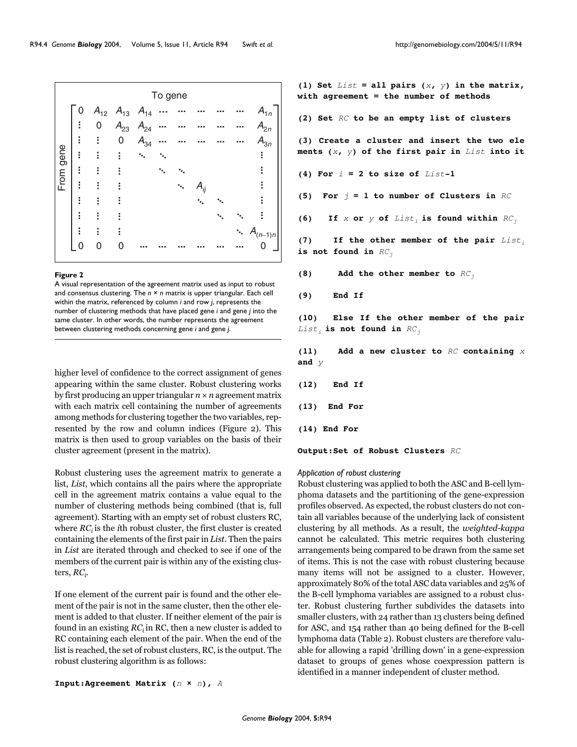$$
\begin{array}{c}
\text{To gene} \\
\text{From gene}
\begin{bmatrix}
0 & A_{12} & A_{13} & A_{14} & \cdots & \cdots & \cdots & \cdots & \cdots & A_{1n} \\
\vdots & 0 & A_{23} & A_{24} & \cdots & \cdots & \cdots & \cdots & \cdots & A_{2n} \\
\vdots & \vdots & 0 & A_{34} & \cdots & \cdots & \cdots & \cdots & \cdots & A_{3n} \\
\vdots & \vdots & \vdots & \ddots & \ddots & & & & & \vdots \\
\vdots & \vdots & \vdots & & \ddots & \ddots & & & & \vdots \\
\vdots & \vdots & \vdots & & & \ddots & A_{ij} & & & \vdots \\
\vdots & \vdots & \vdots & & & & \ddots & \ddots & & \vdots \\
\vdots & \vdots & \vdots & & & & & \ddots & \ddots & \vdots \\
\vdots & \vdots & \vdots & & & & & & \ddots & A_{(n-1)n} \\
0 & 0 & 0 & \cdots & \cdots & \cdots & \cdots & \cdots & \cdots & 0
\end{bmatrix}
\end{array}
$$

**Figure 2**

A visual representation of the agreement matrix used as input to robust and consensus clustering. The $n \times n$ matrix is upper triangular. Each cell within the matrix, referenced by column $i$ and row $j$, represents the number of clustering methods that have placed gene $i$ and gene $j$ into the same cluster. In other words, the number represents the agreement between clustering methods concerning gene $i$ and gene $j$.

higher level of confidence to the correct assignment of genes appearing within the same cluster. Robust clustering works by first producing an upper triangular $n \times n$ agreement matrix with each matrix cell containing the number of agreements among methods for clustering together the two variables, represented by the row and column indices (Figure 2). This matrix is then used to group variables on the basis of their cluster agreement (present in the matrix).

Robust clustering uses the agreement matrix to generate a list, *List*, which contains all the pairs where the appropriate cell in the agreement matrix contains a value equal to the number of clustering methods being combined (that is, full agreement). Starting with an empty set of robust clusters RC, where $RC_i$ is the $i$th robust cluster, the first cluster is created containing the elements of the first pair in *List*. Then the pairs in *List* are iterated through and checked to see if one of the members of the current pair is within any of the existing clusters, $RC_i$.

If one element of the current pair is found and the other element of the pair is not in the same cluster, then the other element is added to that cluster. If neither element of the pair is found in an existing $RC_i$ in RC, then a new cluster is added to RC containing each element of the pair. When the end of the list is reached, the set of robust clusters, RC, is the output. The robust clustering algorithm is as follows:

```
Input:Agreement Matrix (n × n), A

(1) Set List = all pairs (x, y) in the matrix, with agreement = the number of methods

(2) Set RC to be an empty list of clusters

(3) Create a cluster and insert the two elements (x, y) of the first pair in List into it

(4) For i = 2 to size of List-1

(5)  For j = 1 to number of Clusters in RC

(6)   If x or y of List_i is found within RC_j

(7)    If the other member of the pair List_i is not found in RC_j

(8)     Add the other member to RC_j

(9)    End If

(10)   Else If the other member of the pair List_i is not found in RC_j

(11)    Add a new cluster to RC containing x and y

(12)   End If

(13)  End For

(14) End For

Output:Set of Robust Clusters RC
```

### *Application of robust clustering*

Robust clustering was applied to both the ASC and B-cell lymphoma datasets and the partitioning of the gene-expression profiles observed. As expected, the robust clusters do not contain all variables because of the underlying lack of consistent clustering by all methods. As a result, the *weighted-kappa* cannot be calculated. This metric requires both clustering arrangements being compared to be drawn from the same set of items. This is not the case with robust clustering because many items will not be assigned to a cluster. However, approximately 80% of the total ASC data variables and 25% of the B-cell lymphoma variables are assigned to a robust cluster. Robust clustering further subdivides the datasets into smaller clusters, with 24 rather than 13 clusters being defined for ASC, and 154 rather than 40 being defined for the B-cell lymphoma data (Table 2). Robust clusters are therefore valuable for allowing a rapid 'drilling down' in a gene-expression dataset to groups of genes whose coexpression pattern is identified in a manner independent of cluster method.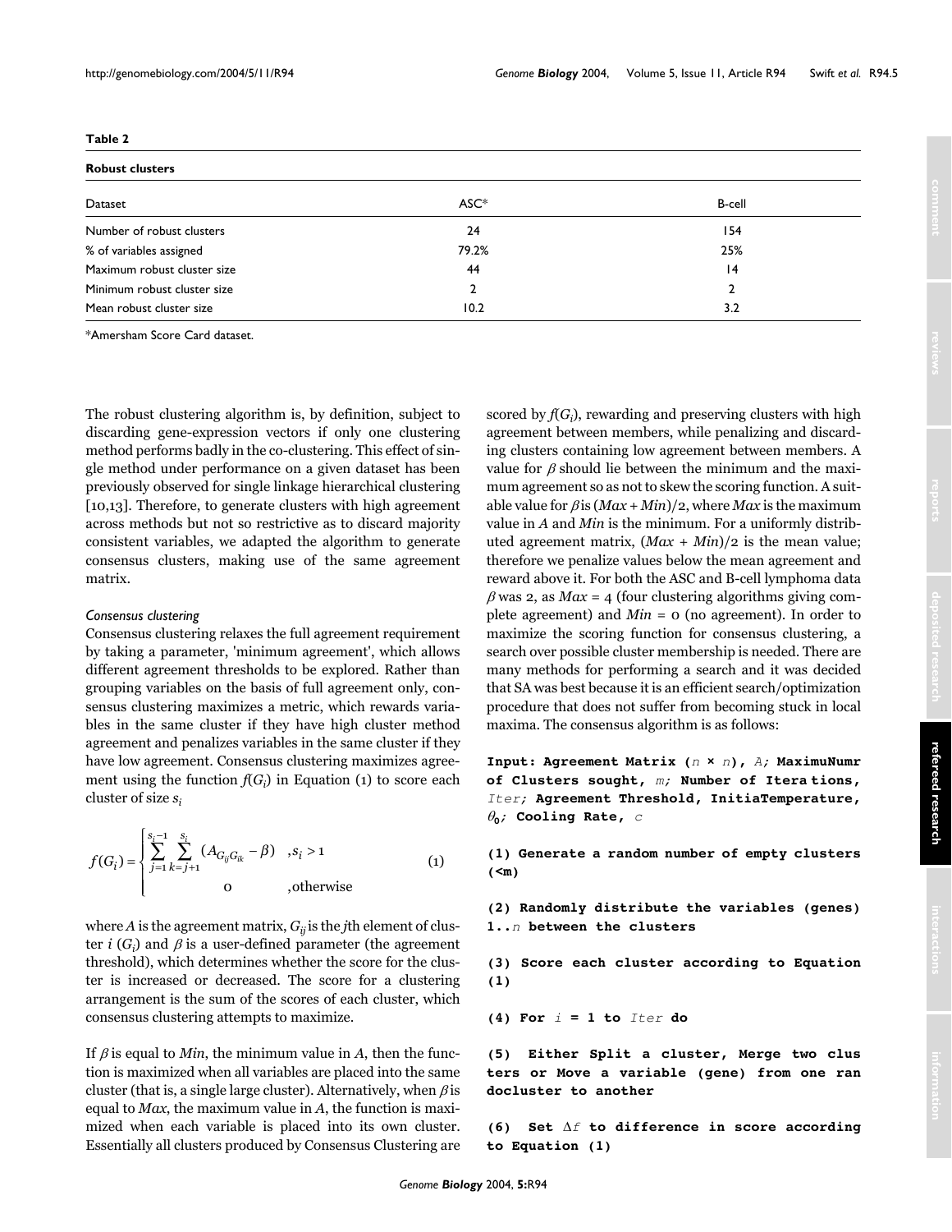**Table 2**

**Robust clusters**

| Dataset | ASC* | B-cell |
|---|---|---|
| Number of robust clusters | 24 | 154 |
| % of variables assigned | 79.2% | 25% |
| Maximum robust cluster size | 44 | 14 |
| Minimum robust cluster size | 2 | 2 |
| Mean robust cluster size | 10.2 | 3.2 |

*Amersham Score Card dataset.

The robust clustering algorithm is, by definition, subject to discarding gene-expression vectors if only one clustering method performs badly in the co-clustering. This effect of single method under performance on a given dataset has been previously observed for single linkage hierarchical clustering [10,13]. Therefore, to generate clusters with high agreement across methods but not so restrictive as to discard majority consistent variables, we adapted the algorithm to generate consensus clusters, making use of the same agreement matrix.

### *Consensus clustering*

Consensus clustering relaxes the full agreement requirement by taking a parameter, 'minimum agreement', which allows different agreement thresholds to be explored. Rather than grouping variables on the basis of full agreement only, consensus clustering maximizes a metric, which rewards variables in the same cluster if they have high cluster method agreement and penalizes variables in the same cluster if they have low agreement. Consensus clustering maximizes agreement using the function $f(G_i)$ in Equation (1) to score each cluster of size $s_i$

$$f(G_i) = \begin{cases} \sum_{j=1}^{s_i-1} \sum_{k=j+1}^{s_i} (A_{G_{ij}G_{ik}} - \beta) & ,s_i > 1 \\ 0 & ,\text{otherwise} \end{cases} \qquad (1)$$

where $A$ is the agreement matrix, $G_{ij}$ is the $j$th element of cluster $i$ ($G_i$) and $\beta$ is a user-defined parameter (the agreement threshold), which determines whether the score for the cluster is increased or decreased. The score for a clustering arrangement is the sum of the scores of each cluster, which consensus clustering attempts to maximize.

If $\beta$ is equal to *Min*, the minimum value in $A$, then the function is maximized when all variables are placed into the same cluster (that is, a single large cluster). Alternatively, when $\beta$ is equal to *Max*, the maximum value in $A$, the function is maximized when each variable is placed into its own cluster. Essentially all clusters produced by Consensus Clustering are scored by $f(G_i)$, rewarding and preserving clusters with high agreement between members, while penalizing and discarding clusters containing low agreement between members. A value for $\beta$ should lie between the minimum and the maximum agreement so as not to skew the scoring function. A suitable value for $\beta$ is $(Max + Min)/2$, where *Max* is the maximum value in $A$ and *Min* is the minimum. For a uniformly distributed agreement matrix, $(Max + Min)/2$ is the mean value; therefore we penalize values below the mean agreement and reward above it. For both the ASC and B-cell lymphoma data $\beta$ was 2, as $Max = 4$ (four clustering algorithms giving complete agreement) and $Min = 0$ (no agreement). In order to maximize the scoring function for consensus clustering, a search over possible cluster membership is needed. There are many methods for performing a search and it was decided that SA was best because it is an efficient search/optimization procedure that does not suffer from becoming stuck in local maxima. The consensus algorithm is as follows:

**Input: Agreement Matrix (**$n \times n$**),** $A$**; MaximuNumr of Clusters sought,** $m$**; Number of Itera tions,** $Iter$**; Agreement Threshold, InitiaTemperature,** $\theta_0$**; Cooling Rate,** $c$

**(1) Generate a random number of empty clusters (<m)**

**(2) Randomly distribute the variables (genes) 1..**$n$ **between the clusters**

**(3) Score each cluster according to Equation (1)**

**(4) For** $i$ **= 1 to** $Iter$ **do**

**(5) Either Split a cluster, Merge two clus ters or Move a variable (gene) from one ran docluster to another**

**(6) Set** $\Delta f$ **to difference in score according to Equation (1)**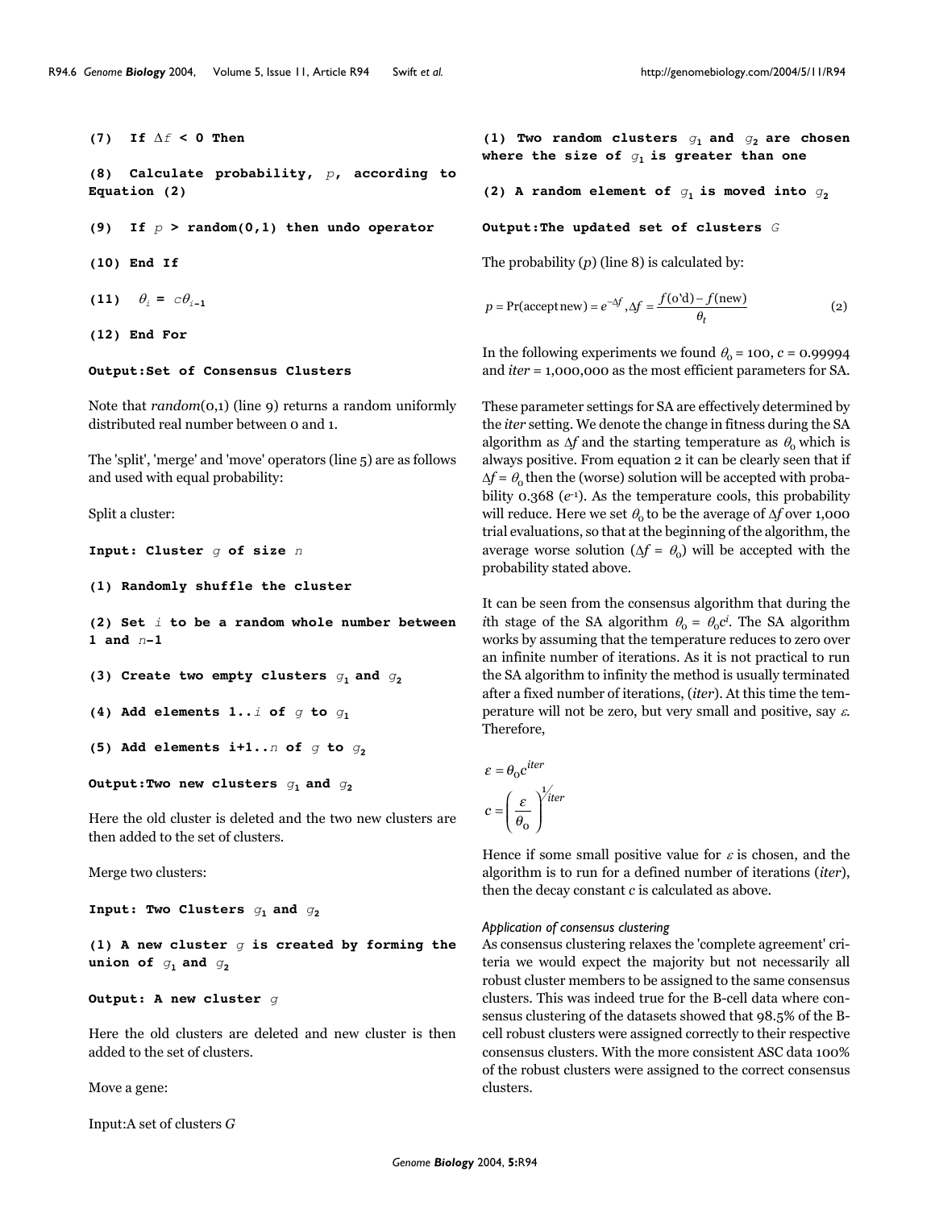**(7) If $\Delta f$ < 0 Then**

**(8) Calculate probability, $p$, according to Equation (2)**

**(9) If $p$ > random(0,1) then undo operator**

**(10) End If**

**(11) $\theta_i$ = $c\theta_{i-1}$**

**(12) End For**

**Output:Set of Consensus Clusters**

Note that *random*(0,1) (line 9) returns a random uniformly distributed real number between 0 and 1.

The 'split', 'merge' and 'move' operators (line 5) are as follows and used with equal probability:

Split a cluster:

**Input: Cluster $g$ of size $n$**

**(1) Randomly shuffle the cluster**

**(2) Set $i$ to be a random whole number between 1 and $n$-1**

**(3) Create two empty clusters $g_1$ and $g_2$**

**(4) Add elements 1..$i$ of $g$ to $g_1$**

**(5) Add elements i+1..$n$ of $g$ to $g_2$**

**Output:Two new clusters $g_1$ and $g_2$**

Here the old cluster is deleted and the two new clusters are then added to the set of clusters.

Merge two clusters:

**Input: Two Clusters $g_1$ and $g_2$**

**(1) A new cluster $g$ is created by forming the union of $g_1$ and $g_2$**

**Output: A new cluster $g$**

Here the old clusters are deleted and new cluster is then added to the set of clusters.

Move a gene:

Input:A set of clusters $G$

**(1) Two random clusters $g_1$ and $g_2$ are chosen where the size of $g_1$ is greater than one**

**(2) A random element of $g_1$ is moved into $g_2$**

**Output:The updated set of clusters $G$**

The probability ($p$) (line 8) is calculated by:

$$p = \Pr(\text{accept new}) = e^{-\Delta f}, \Delta f = \frac{f(\text{old}) - f(\text{new})}{\theta_t} \quad (2)$$

In the following experiments we found $\theta_0 = 100$, $c = 0.99994$ and *iter* = 1,000,000 as the most efficient parameters for SA.

These parameter settings for SA are effectively determined by the *iter* setting. We denote the change in fitness during the SA algorithm as $\Delta f$ and the starting temperature as $\theta_0$ which is always positive. From equation 2 it can be clearly seen that if $\Delta f = \theta_0$ then the (worse) solution will be accepted with probability 0.368 ($e^{-1}$). As the temperature cools, this probability will reduce. Here we set $\theta_0$ to be the average of $\Delta f$ over 1,000 trial evaluations, so that at the beginning of the algorithm, the average worse solution ($\Delta f = \theta_0$) will be accepted with the probability stated above.

It can be seen from the consensus algorithm that during the $i$th stage of the SA algorithm $\theta_0 = \theta_0 c^i$. The SA algorithm works by assuming that the temperature reduces to zero over an infinite number of iterations. As it is not practical to run the SA algorithm to infinity the method is usually terminated after a fixed number of iterations, (*iter*). At this time the temperature will not be zero, but very small and positive, say $\varepsilon$. Therefore,

$$\varepsilon = \theta_0 c^{iter}$$

$$c = \left(\frac{\varepsilon}{\theta_0}\right)^{1/iter}$$

Hence if some small positive value for $\varepsilon$ is chosen, and the algorithm is to run for a defined number of iterations (*iter*), then the decay constant $c$ is calculated as above.

### *Application of consensus clustering*

As consensus clustering relaxes the 'complete agreement' criteria we would expect the majority but not necessarily all robust cluster members to be assigned to the same consensus clusters. This was indeed true for the B-cell data where consensus clustering of the datasets showed that 98.5% of the B-cell robust clusters were assigned correctly to their respective consensus clusters. With the more consistent ASC data 100% of the robust clusters were assigned to the correct consensus clusters.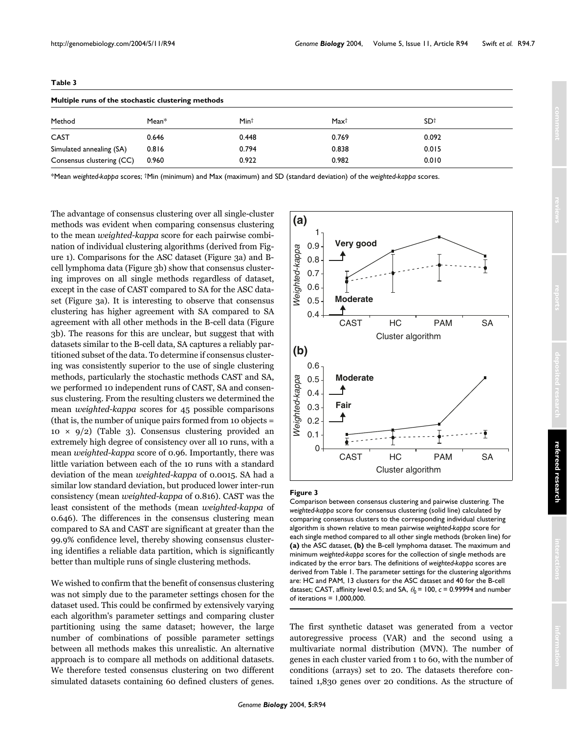**Table 3**

**Multiple runs of the stochastic clustering methods**

| Method | Mean* | Min† | Max† | SD† |
|---|---|---|---|---|
| CAST | 0.646 | 0.448 | 0.769 | 0.092 |
| Simulated annealing (SA) | 0.816 | 0.794 | 0.838 | 0.015 |
| Consensus clustering (CC) | 0.960 | 0.922 | 0.982 | 0.010 |

*Mean *weighted-kappa* scores; †Min (minimum) and Max (maximum) and SD (standard deviation) of the *weighted-kappa* scores.

The advantage of consensus clustering over all single-cluster methods was evident when comparing consensus clustering to the mean *weighted-kappa* score for each pairwise combination of individual clustering algorithms (derived from Figure 1). Comparisons for the ASC dataset (Figure 3a) and B-cell lymphoma data (Figure 3b) show that consensus clustering improves on all single methods regardless of dataset, except in the case of CAST compared to SA for the ASC dataset (Figure 3a). It is interesting to observe that consensus clustering has higher agreement with SA compared to SA agreement with all other methods in the B-cell data (Figure 3b). The reasons for this are unclear, but suggest that with datasets similar to the B-cell data, SA captures a reliably partitioned subset of the data. To determine if consensus clustering was consistently superior to the use of single clustering methods, particularly the stochastic methods CAST and SA, we performed 10 independent runs of CAST, SA and consensus clustering. From the resulting clusters we determined the mean *weighted-kappa* scores for 45 possible comparisons (that is, the number of unique pairs formed from 10 objects = $10 \times 9/2$) (Table 3). Consensus clustering provided an extremely high degree of consistency over all 10 runs, with a mean *weighted-kappa* score of 0.96. Importantly, there was little variation between each of the 10 runs with a standard deviation of the mean *weighted-kappa* of 0.0015. SA had a similar low standard deviation, but produced lower inter-run consistency (mean *weighted-kappa* of 0.816). CAST was the least consistent of the methods (mean *weighted-kappa* of 0.646). The differences in the consensus clustering mean compared to SA and CAST are significant at greater than the 99.9% confidence level, thereby showing consensus clustering identifies a reliable data partition, which is significantly better than multiple runs of single clustering methods.

We wished to confirm that the benefit of consensus clustering was not simply due to the parameter settings chosen for the dataset used. This could be confirmed by extensively varying each algorithm's parameter settings and comparing cluster partitioning using the same dataset; however, the large number of combinations of possible parameter settings between all methods makes this unrealistic. An alternative approach is to compare all methods on additional datasets. We therefore tested consensus clustering on two different simulated datasets containing 60 defined clusters of genes.

**Figure 3**

Comparison between consensus clustering and pairwise clustering. The *weighted-kappa* score for consensus clustering (solid line) calculated by comparing consensus clusters to the corresponding individual clustering algorithm is shown relative to mean pairwise *weighted-kappa* score for each single method compared to all other single methods (broken line) for **(a)** the ASC dataset, **(b)** the B-cell lymphoma dataset. The maximum and minimum *weighted-kappa* scores for the collection of single methods are indicated by the error bars. The definitions of *weighted-kappa* scores are derived from Table 1. The parameter settings for the clustering algorithms are: HC and PAM, 13 clusters for the ASC dataset and 40 for the B-cell dataset; CAST, affinity level 0.5; and SA, $\theta_0 = 100$, $c = 0.99994$ and number of iterations = 1,000,000.

The first synthetic dataset was generated from a vector autoregressive process (VAR) and the second using a multivariate normal distribution (MVN). The number of genes in each cluster varied from 1 to 60, with the number of conditions (arrays) set to 20. The datasets therefore contained 1,830 genes over 20 conditions. As the structure of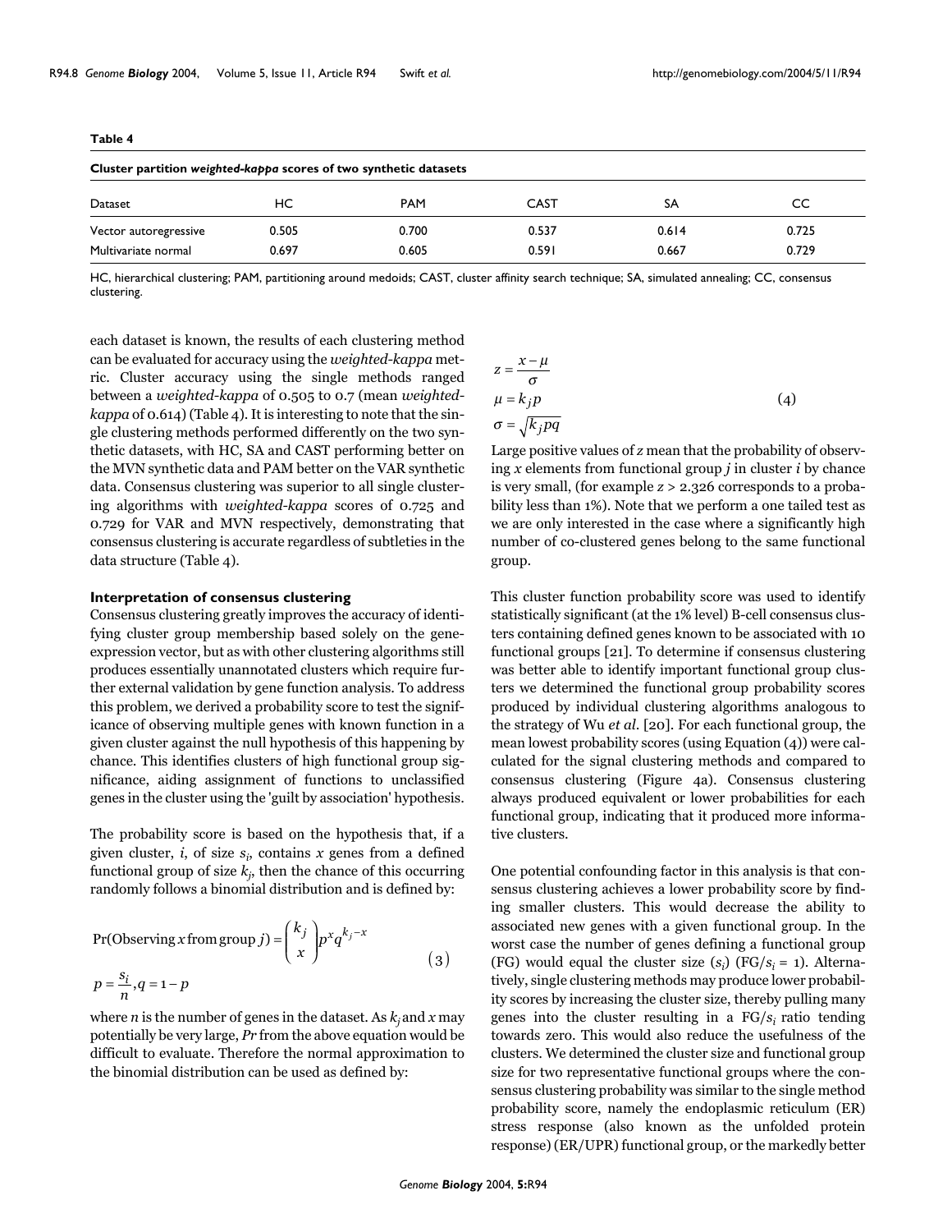**Table 4**

**Cluster partition *weighted-kappa* scores of two synthetic datasets**

| Dataset | HC | PAM | CAST | SA | CC |
|---|---|---|---|---|---|
| Vector autoregressive | 0.505 | 0.700 | 0.537 | 0.614 | 0.725 |
| Multivariate normal | 0.697 | 0.605 | 0.591 | 0.667 | 0.729 |

HC, hierarchical clustering; PAM, partitioning around medoids; CAST, cluster affinity search technique; SA, simulated annealing; CC, consensus clustering.

each dataset is known, the results of each clustering method can be evaluated for accuracy using the *weighted-kappa* metric. Cluster accuracy using the single methods ranged between a *weighted-kappa* of 0.505 to 0.7 (mean *weighted-kappa* of 0.614) (Table 4). It is interesting to note that the single clustering methods performed differently on the two synthetic datasets, with HC, SA and CAST performing better on the MVN synthetic data and PAM better on the VAR synthetic data. Consensus clustering was superior to all single clustering algorithms with *weighted-kappa* scores of 0.725 and 0.729 for VAR and MVN respectively, demonstrating that consensus clustering is accurate regardless of subtleties in the data structure (Table 4).

### Interpretation of consensus clustering

Consensus clustering greatly improves the accuracy of identifying cluster group membership based solely on the gene-expression vector, but as with other clustering algorithms still produces essentially unannotated clusters which require further external validation by gene function analysis. To address this problem, we derived a probability score to test the significance of observing multiple genes with known function in a given cluster against the null hypothesis of this happening by chance. This identifies clusters of high functional group significance, aiding assignment of functions to unclassified genes in the cluster using the 'guilt by association' hypothesis.

The probability score is based on the hypothesis that, if a given cluster, $i$, of size $s_i$, contains $x$ genes from a defined functional group of size $k_j$, then the chance of this occurring randomly follows a binomial distribution and is defined by:

$$\Pr(\text{Observing } x \text{ from group } j) = \binom{k_j}{x} p^x q^{k_j - x}$$
$$p = \frac{s_i}{n}, q = 1 - p \qquad (3)$$

where $n$ is the number of genes in the dataset. As $k_j$ and $x$ may potentially be very large, *Pr* from the above equation would be difficult to evaluate. Therefore the normal approximation to the binomial distribution can be used as defined by:

$$z = \frac{x - \mu}{\sigma}$$
$$\mu = k_j p \qquad (4)$$
$$\sigma = \sqrt{k_j pq}$$

Large positive values of $z$ mean that the probability of observing $x$ elements from functional group $j$ in cluster $i$ by chance is very small, (for example $z > 2.326$ corresponds to a probability less than 1%). Note that we perform a one tailed test as we are only interested in the case where a significantly high number of co-clustered genes belong to the same functional group.

This cluster function probability score was used to identify statistically significant (at the 1% level) B-cell consensus clusters containing defined genes known to be associated with 10 functional groups [21]. To determine if consensus clustering was better able to identify important functional group clusters we determined the functional group probability scores produced by individual clustering algorithms analogous to the strategy of Wu *et al*. [20]. For each functional group, the mean lowest probability scores (using Equation (4)) were calculated for the signal clustering methods and compared to consensus clustering (Figure 4a). Consensus clustering always produced equivalent or lower probabilities for each functional group, indicating that it produced more informative clusters.

One potential confounding factor in this analysis is that consensus clustering achieves a lower probability score by finding smaller clusters. This would decrease the ability to associated new genes with a given functional group. In the worst case the number of genes defining a functional group (FG) would equal the cluster size ($s_i$) (FG/$s_i$ = 1). Alternatively, single clustering methods may produce lower probability scores by increasing the cluster size, thereby pulling many genes into the cluster resulting in a FG/$s_i$ ratio tending towards zero. This would also reduce the usefulness of the clusters. We determined the cluster size and functional group size for two representative functional groups where the consensus clustering probability was similar to the single method probability score, namely the endoplasmic reticulum (ER) stress response (also known as the unfolded protein response) (ER/UPR) functional group, or the markedly better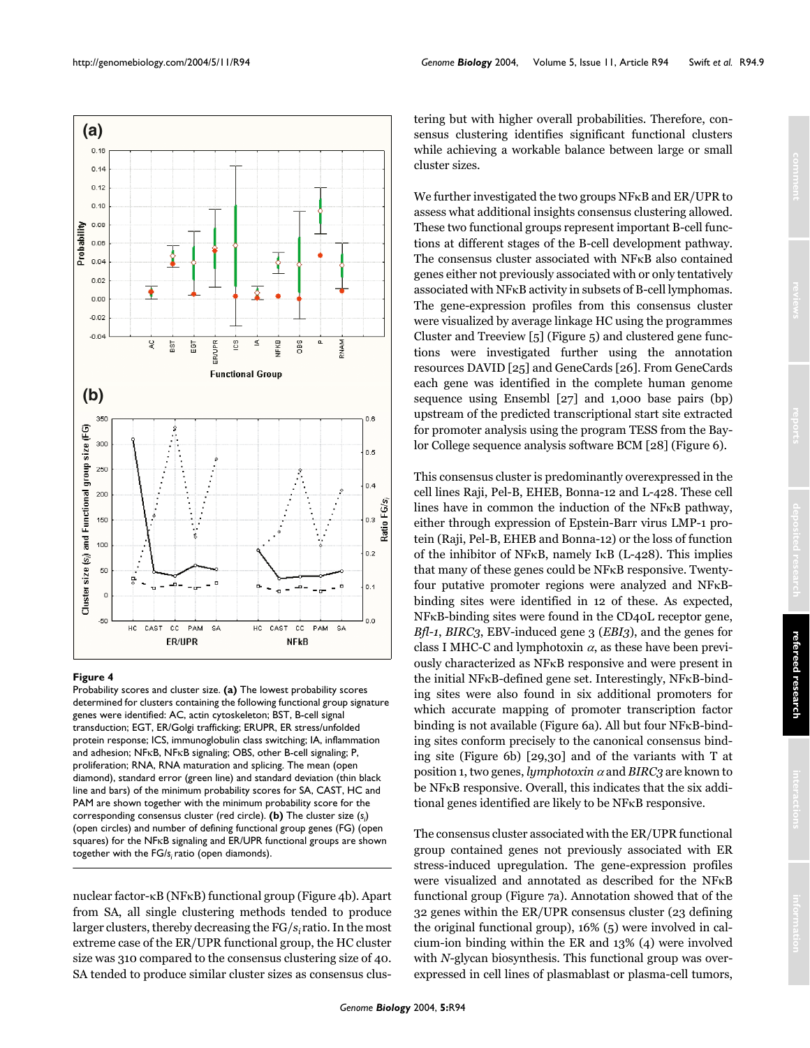**Figure 4**

Probability scores and cluster size. **(a)** The lowest probability scores determined for clusters containing the following functional group signature genes were identified: AC, actin cytoskeleton; BST, B-cell signal transduction; EGT, ER/Golgi trafficking; ERUPR, ER stress/unfolded protein response; ICS, immunoglobulin class switching; IA, inflammation and adhesion; NFκB, NFκB signaling; OBS, other B-cell signaling; P, proliferation; RNA, RNA maturation and splicing. The mean (open diamond), standard error (green line) and standard deviation (thin black line and bars) of the minimum probability scores for SA, CAST, HC and PAM are shown together with the minimum probability score for the corresponding consensus cluster (red circle). **(b)** The cluster size ($s_i$) (open circles) and number of defining functional group genes (FG) (open squares) for the NFκB signaling and ER/UPR functional groups are shown together with the FG/$s_i$ ratio (open diamonds).

nuclear factor-κB (NFκB) functional group (Figure 4b). Apart from SA, all single clustering methods tended to produce larger clusters, thereby decreasing the FG/$s_i$ ratio. In the most extreme case of the ER/UPR functional group, the HC cluster size was 310 compared to the consensus clustering size of 40. SA tended to produce similar cluster sizes as consensus clustering but with higher overall probabilities. Therefore, consensus clustering identifies significant functional clusters while achieving a workable balance between large or small cluster sizes.

We further investigated the two groups NFκB and ER/UPR to assess what additional insights consensus clustering allowed. These two functional groups represent important B-cell functions at different stages of the B-cell development pathway. The consensus cluster associated with NFκB also contained genes either not previously associated with or only tentatively associated with NFκB activity in subsets of B-cell lymphomas. The gene-expression profiles from this consensus cluster were visualized by average linkage HC using the programmes Cluster and Treeview [5] (Figure 5) and clustered gene functions were investigated further using the annotation resources DAVID [25] and GeneCards [26]. From GeneCards each gene was identified in the complete human genome sequence using Ensembl [27] and 1,000 base pairs (bp) upstream of the predicted transcriptional start site extracted for promoter analysis using the program TESS from the Baylor College sequence analysis software BCM [28] (Figure 6).

This consensus cluster is predominantly overexpressed in the cell lines Raji, Pel-B, EHEB, Bonna-12 and L-428. These cell lines have in common the induction of the NFκB pathway, either through expression of Epstein-Barr virus LMP-1 protein (Raji, Pel-B, EHEB and Bonna-12) or the loss of function of the inhibitor of NFκB, namely IκB (L-428). This implies that many of these genes could be NFκB responsive. Twenty-four putative promoter regions were analyzed and NFκB-binding sites were identified in 12 of these. As expected, NFκB-binding sites were found in the CD40L receptor gene, *Bfl-1*, *BIRC3*, EBV-induced gene 3 (*EBI3*), and the genes for class I MHC-C and lymphotoxin $\alpha$, as these have been previously characterized as NFκB responsive and were present in the initial NFκB-defined gene set. Interestingly, NFκB-binding sites were also found in six additional promoters for which accurate mapping of promoter transcription factor binding is not available (Figure 6a). All but four NFκB-binding sites conform precisely to the canonical consensus binding site (Figure 6b) [29,30] and of the variants with T at position 1, two genes, *lymphotoxin* $\alpha$ and *BIRC3* are known to be NFκB responsive. Overall, this indicates that the six additional genes identified are likely to be NFκB responsive.

The consensus cluster associated with the ER/UPR functional group contained genes not previously associated with ER stress-induced upregulation. The gene-expression profiles were visualized and annotated as described for the NFκB functional group (Figure 7a). Annotation showed that of the 32 genes within the ER/UPR consensus cluster (23 defining the original functional group), 16% (5) were involved in calcium-ion binding within the ER and 13% (4) were involved with *N*-glycan biosynthesis. This functional group was overexpressed in cell lines of plasmablast or plasma-cell tumors,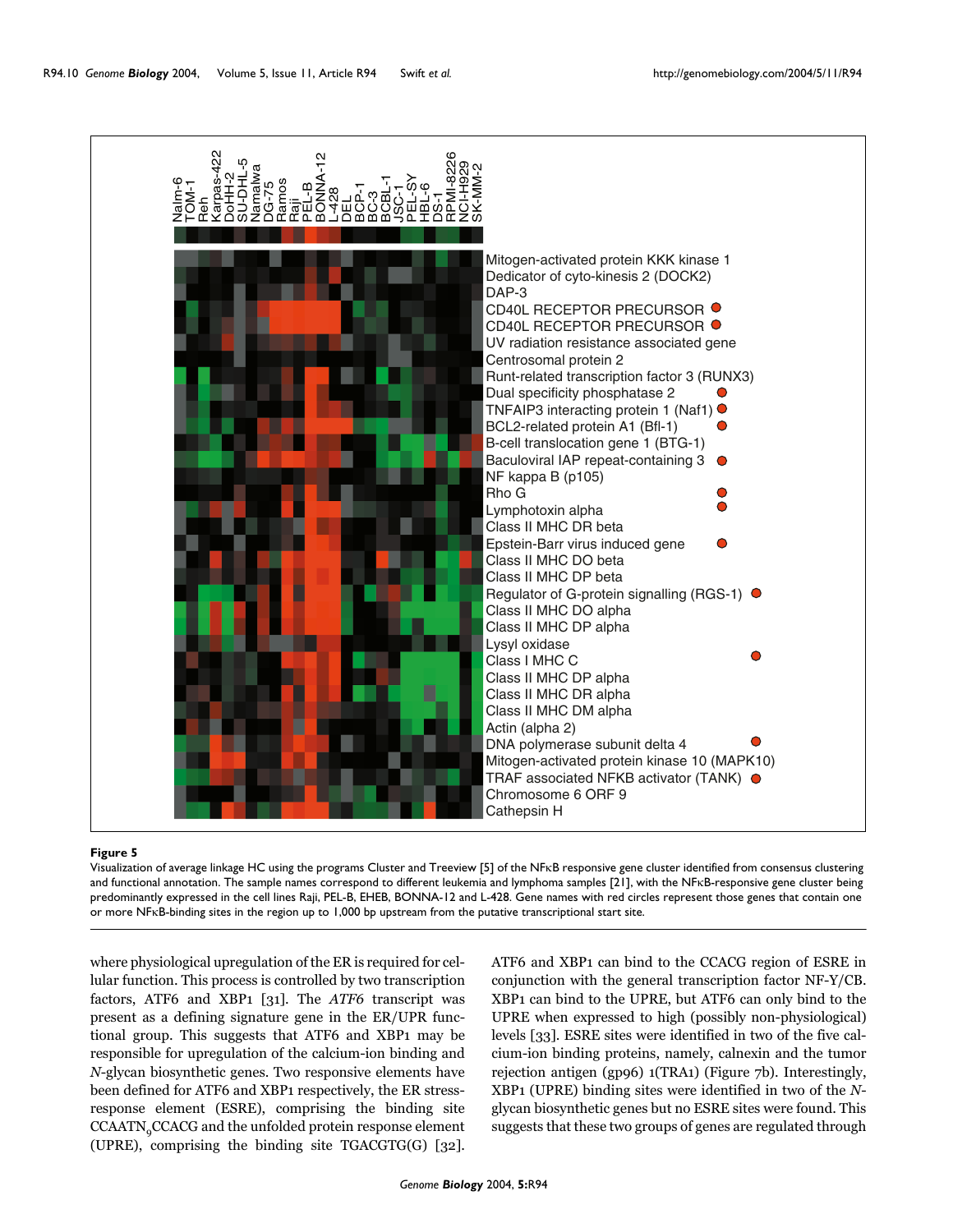**Figure 5**

Visualization of average linkage HC using the programs Cluster and Treeview [5] of the NFκB responsive gene cluster identified from consensus clustering and functional annotation. The sample names correspond to different leukemia and lymphoma samples [21], with the NFκB-responsive gene cluster being predominantly expressed in the cell lines Raji, PEL-B, EHEB, BONNA-12 and L-428. Gene names with red circles represent those genes that contain one or more NFκB-binding sites in the region up to 1,000 bp upstream from the putative transcriptional start site.

where physiological upregulation of the ER is required for cellular function. This process is controlled by two transcription factors, ATF6 and XBP1 [31]. The *ATF6* transcript was present as a defining signature gene in the ER/UPR functional group. This suggests that ATF6 and XBP1 may be responsible for upregulation of the calcium-ion binding and *N*-glycan biosynthetic genes. Two responsive elements have been defined for ATF6 and XBP1 respectively, the ER stress-response element (ESRE), comprising the binding site $CCAATN_9CCACG$ and the unfolded protein response element (UPRE), comprising the binding site TGACGTG(G) [32]. ATF6 and XBP1 can bind to the CCACG region of ESRE in conjunction with the general transcription factor NF-Y/CB. XBP1 can bind to the UPRE, but ATF6 can only bind to the UPRE when expressed to high (possibly non-physiological) levels [33]. ESRE sites were identified in two of the five calcium-ion binding proteins, namely, calnexin and the tumor rejection antigen (gp96) 1(TRA1) (Figure 7b). Interestingly, XBP1 (UPRE) binding sites were identified in two of the *N*-glycan biosynthetic genes but no ESRE sites were found. This suggests that these two groups of genes are regulated through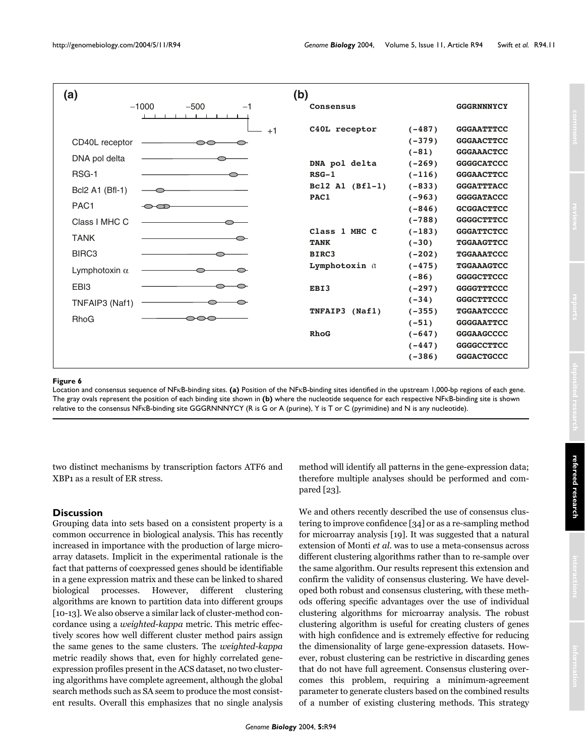| Consensus | | GGGRNNNYCY |
|---|---|---|
| C40L receptor | (-487) | GGGAATTTCC |
| | (-379) | GGGAACTTCC |
| | (-81) | GGGAAACTCC |
| DNA pol delta | (-269) | GGGGCATCCC |
| RSG-1 | (-116) | GGGAACTTCC |
| Bcl2 A1 (Bfl-1) | (-833) | GGGATTTACC |
| PAC1 | (-963) | GGGGATACCC |
| | (-846) | GCGGACTTCC |
| | (-788) | GGGGCTTTCC |
| Class 1 MHC C | (-183) | GGGATTCTCC |
| TANK | (-30) | TGGAAGTTCC |
| BIRC3 | (-202) | TGGAAATCCC |
| Lymphotoxin α | (-475) | TGGAAAGTCC |
| | (-86) | GGGGCTTCCC |
| EBI3 | (-297) | GGGGTTTCCC |
| | (-34) | GGGCTTTCCC |
| TNFAIP3 (Naf1) | (-355) | TGGAATCCCC |
| | (-51) | GGGGAATTCC |
| RhoG | (-647) | GGGAAGCCCC |
| | (-447) | GGGGCCTTCC |
| | (-386) | GGGACTGCCC |

**Figure 6**

Location and consensus sequence of NFκB-binding sites. **(a)** Position of the NFκB-binding sites identified in the upstream 1,000-bp regions of each gene. The gray ovals represent the position of each binding site shown in **(b)** where the nucleotide sequence for each respective NFκB-binding site is shown relative to the consensus NFκB-binding site GGGRNNNYCY (R is G or A (purine), Y is T or C (pyrimidine) and N is any nucleotide).

two distinct mechanisms by transcription factors ATF6 and XBP1 as a result of ER stress.

## Discussion

Grouping data into sets based on a consistent property is a common occurrence in biological analysis. This has recently increased in importance with the production of large microarray datasets. Implicit in the experimental rationale is the fact that patterns of coexpressed genes should be identifiable in a gene expression matrix and these can be linked to shared biological processes. However, different clustering algorithms are known to partition data into different groups [10-13]. We also observe a similar lack of cluster-method concordance using a *weighted-kappa* metric. This metric effectively scores how well different cluster method pairs assign the same genes to the same clusters. The *weighted-kappa* metric readily shows that, even for highly correlated gene-expression profiles present in the ACS dataset, no two clustering algorithms have complete agreement, although the global search methods such as SA seem to produce the most consistent results. Overall this emphasizes that no single analysis method will identify all patterns in the gene-expression data; therefore multiple analyses should be performed and compared [23].

We and others recently described the use of consensus clustering to improve confidence [34] or as a re-sampling method for microarray analysis [19]. It was suggested that a natural extension of Monti *et al.* was to use a meta-consensus across different clustering algorithms rather than to re-sample over the same algorithm. Our results represent this extension and confirm the validity of consensus clustering. We have developed both robust and consensus clustering, with these methods offering specific advantages over the use of individual clustering algorithms for microarray analysis. The robust clustering algorithm is useful for creating clusters of genes with high confidence and is extremely effective for reducing the dimensionality of large gene-expression datasets. However, robust clustering can be restrictive in discarding genes that do not have full agreement. Consensus clustering overcomes this problem, requiring a minimum-agreement parameter to generate clusters based on the combined results of a number of existing clustering methods. This strategy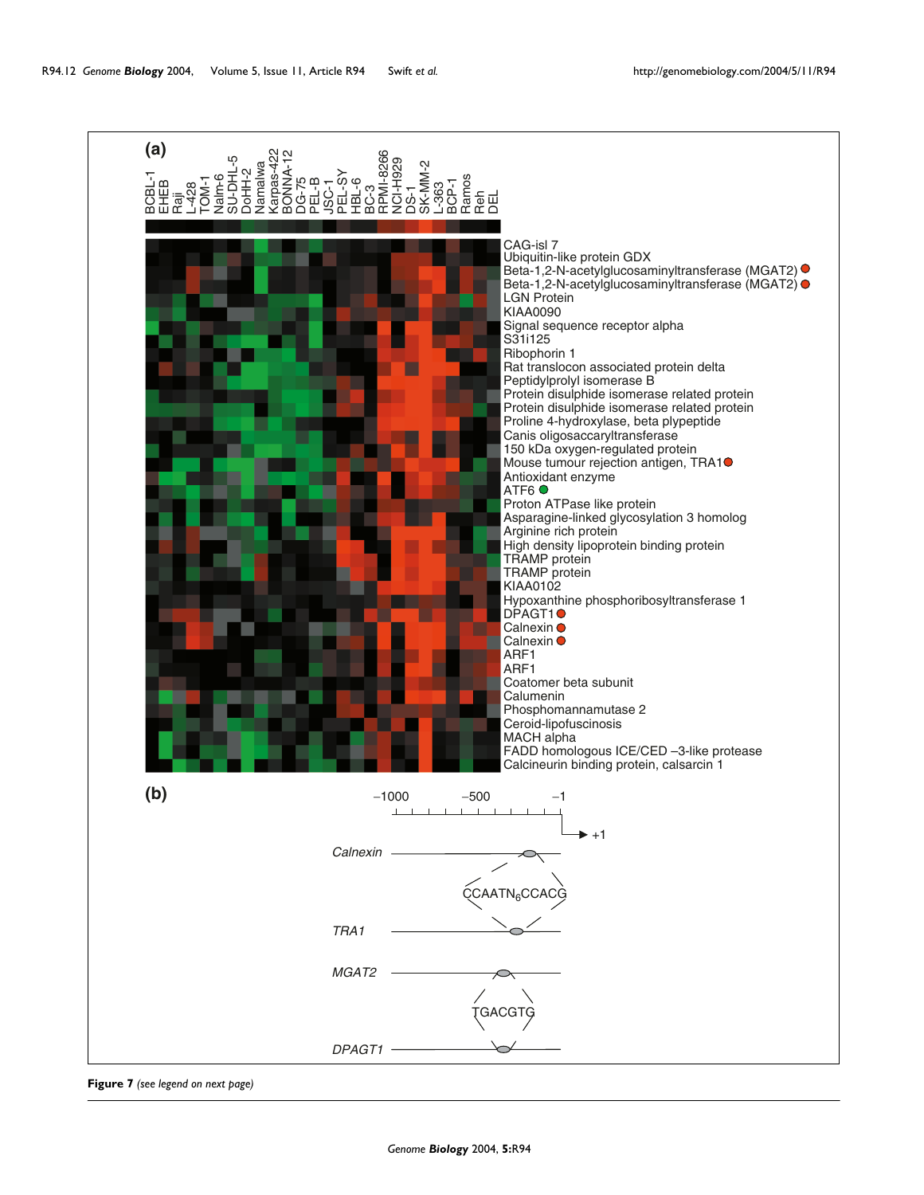(a)

BCBL-1, EHEB, Raji, L-428, TOM-1, Nalm-6, SU-DHL-5, DoHH-2, Namalwa, Karpas-422, BONNA-12, DG-75, PEL-B, JSC-1, PEL-SY, HBL-6, BC-3, RPMI-8266, NCI-H929, DS-1, SK-MM-2, L-363, BCP-1, Ramos, Reh, DEL

CAG-isl 7
Ubiquitin-like protein GDX
Beta-1,2-N-acetylglucosaminyltransferase (MGAT2)
Beta-1,2-N-acetylglucosaminyltransferase (MGAT2)
LGN Protein
KIAA0090
Signal sequence receptor alpha
S31i125
Ribophorin 1
Rat translocon associated protein delta
Peptidylprolyl isomerase B
Protein disulphide isomerase related protein
Protein disulphide isomerase related protein
Proline 4-hydroxylase, beta plypeptide
Canis oligosaccaryltransferase
150 kDa oxygen-regulated protein
Mouse tumour rejection antigen, TRA1
Antioxidant enzyme
ATF6
Proton ATPase like protein
Asparagine-linked glycosylation 3 homolog
Arginine rich protein
High density lipoprotein binding protein
TRAMP protein
TRAMP protein
KIAA0102
Hypoxanthine phosphoribosyltransferase 1
DPAGT1
Calnexin
Calnexin
ARF1
ARF1
Coatomer beta subunit
Calumenin
Phosphomannanutase 2
Ceroid-lipofuscinosis
MACH alpha
FADD homologous ICE/CED –3-like protease
Calcineurin binding protein, calsarcin 1

(b)

–1000 –500 –1 +1

Calnexin

CCAATN$_6$CCACG

TRA1

MGAT2

TGACGTG

DPAGT1

**Figure 7** *(see legend on next page)*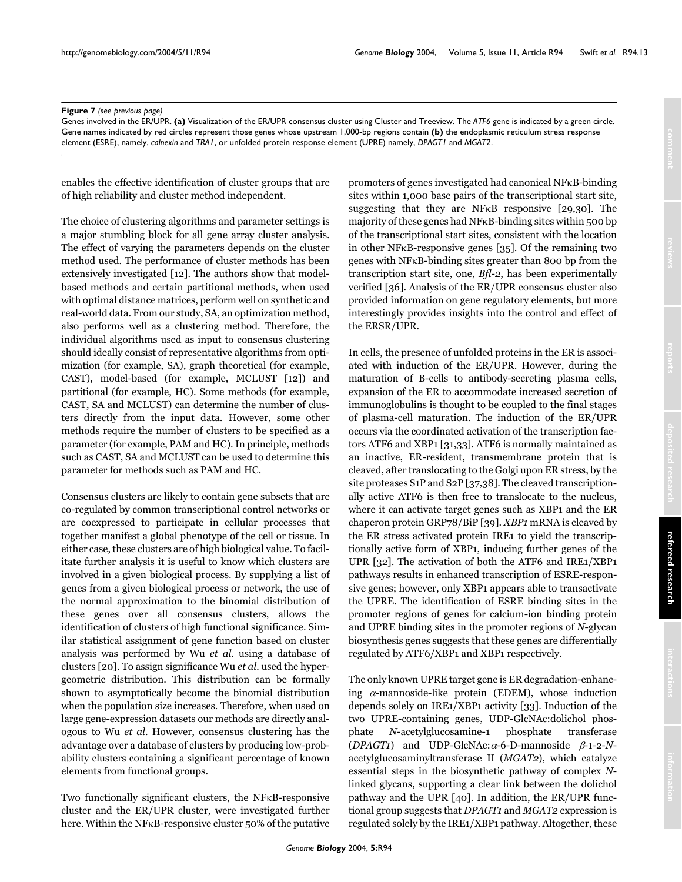**Figure 7** *(see previous page)*
Genes involved in the ER/UPR. **(a)** Visualization of the ER/UPR consensus cluster using Cluster and Treeview. The *ATF6* gene is indicated by a green circle. Gene names indicated by red circles represent those genes whose upstream 1,000-bp regions contain **(b)** the endoplasmic reticulum stress response element (ESRE), namely, *calnexin* and *TRA1*, or unfolded protein response element (UPRE) namely, *DPAGT1* and *MGAT2*.

enables the effective identification of cluster groups that are of high reliability and cluster method independent.

The choice of clustering algorithms and parameter settings is a major stumbling block for all gene array cluster analysis. The effect of varying the parameters depends on the cluster method used. The performance of cluster methods has been extensively investigated [12]. The authors show that model-based methods and certain partitional methods, when used with optimal distance matrices, perform well on synthetic and real-world data. From our study, SA, an optimization method, also performs well as a clustering method. Therefore, the individual algorithms used as input to consensus clustering should ideally consist of representative algorithms from optimization (for example, SA), graph theoretical (for example, CAST), model-based (for example, MCLUST [12]) and partitional (for example, HC). Some methods (for example, CAST, SA and MCLUST) can determine the number of clusters directly from the input data. However, some other methods require the number of clusters to be specified as a parameter (for example, PAM and HC). In principle, methods such as CAST, SA and MCLUST can be used to determine this parameter for methods such as PAM and HC.

Consensus clusters are likely to contain gene subsets that are co-regulated by common transcriptional control networks or are coexpressed to participate in cellular processes that together manifest a global phenotype of the cell or tissue. In either case, these clusters are of high biological value. To facilitate further analysis it is useful to know which clusters are involved in a given biological process. By supplying a list of genes from a given biological process or network, the use of the normal approximation to the binomial distribution of these genes over all consensus clusters, allows the identification of clusters of high functional significance. Similar statistical assignment of gene function based on cluster analysis was performed by Wu *et al.* using a database of clusters [20]. To assign significance Wu *et al.* used the hypergeometric distribution. This distribution can be formally shown to asymptotically become the binomial distribution when the population size increases. Therefore, when used on large gene-expression datasets our methods are directly analogous to Wu *et al*. However, consensus clustering has the advantage over a database of clusters by producing low-probability clusters containing a significant percentage of known elements from functional groups.

Two functionally significant clusters, the NFκB-responsive cluster and the ER/UPR cluster, were investigated further here. Within the NFκB-responsive cluster 50% of the putative promoters of genes investigated had canonical NFκB-binding sites within 1,000 base pairs of the transcriptional start site, suggesting that they are NFκB responsive [29,30]. The majority of these genes had NFκB-binding sites within 500 bp of the transcriptional start sites, consistent with the location in other NFκB-responsive genes [35]. Of the remaining two genes with NFκB-binding sites greater than 800 bp from the transcription start site, one, *Bfl-2*, has been experimentally verified [36]. Analysis of the ER/UPR consensus cluster also provided information on gene regulatory elements, but more interestingly provides insights into the control and effect of the ERSR/UPR.

In cells, the presence of unfolded proteins in the ER is associated with induction of the ER/UPR. However, during the maturation of B-cells to antibody-secreting plasma cells, expansion of the ER to accommodate increased secretion of immunoglobulins is thought to be coupled to the final stages of plasma-cell maturation. The induction of the ER/UPR occurs via the coordinated activation of the transcription factors ATF6 and XBP1 [31,33]. ATF6 is normally maintained as an inactive, ER-resident, transmembrane protein that is cleaved, after translocating to the Golgi upon ER stress, by the site proteases S1P and S2P [37,38]. The cleaved transcriptionally active ATF6 is then free to translocate to the nucleus, where it can activate target genes such as XBP1 and the ER chaperon protein GRP78/BiP [39]. *XBP1* mRNA is cleaved by the ER stress activated protein IRE1 to yield the transcriptionally active form of XBP1, inducing further genes of the UPR [32]. The activation of both the ATF6 and IRE1/XBP1 pathways results in enhanced transcription of ESRE-responsive genes; however, only XBP1 appears able to transactivate the UPRE. The identification of ESRE binding sites in the promoter regions of genes for calcium-ion binding protein and UPRE binding sites in the promoter regions of *N*-glycan biosynthesis genes suggests that these genes are differentially regulated by ATF6/XBP1 and XBP1 respectively.

The only known UPRE target gene is ER degradation-enhancing $\alpha$-mannoside-like protein (EDEM), whose induction depends solely on IRE1/XBP1 activity [33]. Induction of the two UPRE-containing genes, UDP-GlcNAc:dolichol phosphate *N*-acetylglucosamine-1 phosphate transferase (*DPAGT1*) and UDP-GlcNAc:$\alpha$-6-D-mannoside $\beta$-1-2-*N*-acetylglucosaminyltransferase II (*MGAT2*), which catalyze essential steps in the biosynthetic pathway of complex *N*-linked glycans, supporting a clear link between the dolichol pathway and the UPR [40]. In addition, the ER/UPR functional group suggests that *DPAGT1* and *MGAT2* expression is regulated solely by the IRE1/XBP1 pathway. Altogether, these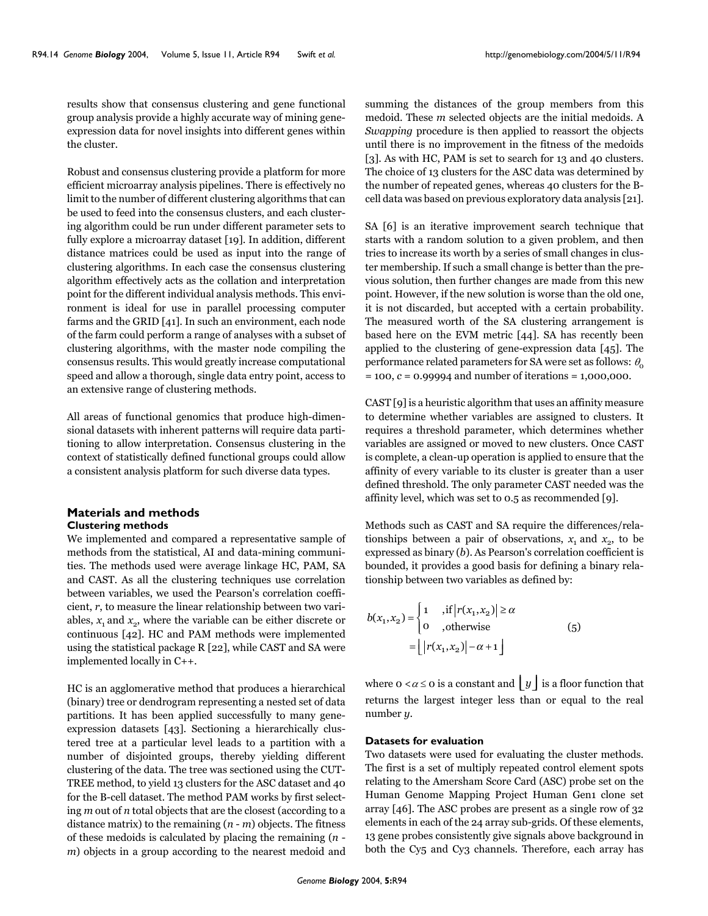results show that consensus clustering and gene functional group analysis provide a highly accurate way of mining gene-expression data for novel insights into different genes within the cluster.

Robust and consensus clustering provide a platform for more efficient microarray analysis pipelines. There is effectively no limit to the number of different clustering algorithms that can be used to feed into the consensus clusters, and each clustering algorithm could be run under different parameter sets to fully explore a microarray dataset [19]. In addition, different distance matrices could be used as input into the range of clustering algorithms. In each case the consensus clustering algorithm effectively acts as the collation and interpretation point for the different individual analysis methods. This environment is ideal for use in parallel processing computer farms and the GRID [41]. In such an environment, each node of the farm could perform a range of analyses with a subset of clustering algorithms, with the master node compiling the consensus results. This would greatly increase computational speed and allow a thorough, single data entry point, access to an extensive range of clustering methods.

All areas of functional genomics that produce high-dimensional datasets with inherent patterns will require data partitioning to allow interpretation. Consensus clustering in the context of statistically defined functional groups could allow a consistent analysis platform for such diverse data types.

## Materials and methods

### Clustering methods

We implemented and compared a representative sample of methods from the statistical, AI and data-mining communities. The methods used were average linkage HC, PAM, SA and CAST. As all the clustering techniques use correlation between variables, we used the Pearson's correlation coefficient, $r$, to measure the linear relationship between two variables, $x_1$ and $x_2$, where the variable can be either discrete or continuous [42]. HC and PAM methods were implemented using the statistical package R [22], while CAST and SA were implemented locally in C++.

HC is an agglomerative method that produces a hierarchical (binary) tree or dendrogram representing a nested set of data partitions. It has been applied successfully to many gene-expression datasets [43]. Sectioning a hierarchically clustered tree at a particular level leads to a partition with a number of disjointed groups, thereby yielding different clustering of the data. The tree was sectioned using the CUTTREE method, to yield 13 clusters for the ASC dataset and 40 for the B-cell dataset. The method PAM works by first selecting $m$ out of $n$ total objects that are the closest (according to a distance matrix) to the remaining ($n$ - $m$) objects. The fitness of these medoids is calculated by placing the remaining ($n$ - $m$) objects in a group according to the nearest medoid and summing the distances of the group members from this medoid. These $m$ selected objects are the initial medoids. A *Swapping* procedure is then applied to reassort the objects until there is no improvement in the fitness of the medoids [3]. As with HC, PAM is set to search for 13 and 40 clusters. The choice of 13 clusters for the ASC data was determined by the number of repeated genes, whereas 40 clusters for the B-cell data was based on previous exploratory data analysis [21].

SA [6] is an iterative improvement search technique that starts with a random solution to a given problem, and then tries to increase its worth by a series of small changes in cluster membership. If such a small change is better than the previous solution, then further changes are made from this new point. However, if the new solution is worse than the old one, it is not discarded, but accepted with a certain probability. The measured worth of the SA clustering arrangement is based here on the EVM metric [44]. SA has recently been applied to the clustering of gene-expression data [45]. The performance related parameters for SA were set as follows: $\theta_0$ = 100, $c$ = 0.99994 and number of iterations = 1,000,000.

CAST [9] is a heuristic algorithm that uses an affinity measure to determine whether variables are assigned to clusters. It requires a threshold parameter, which determines whether variables are assigned or moved to new clusters. Once CAST is complete, a clean-up operation is applied to ensure that the affinity of every variable to its cluster is greater than a user defined threshold. The only parameter CAST needed was the affinity level, which was set to 0.5 as recommended [9].

Methods such as CAST and SA require the differences/relationships between a pair of observations, $x_1$ and $x_2$, to be expressed as binary ($b$). As Pearson's correlation coefficient is bounded, it provides a good basis for defining a binary relationship between two variables as defined by:

$$b(x_1, x_2) = \begin{cases} 1 & ,\text{if } |r(x_1, x_2)| \geq \alpha \\ 0 & ,\text{otherwise} \end{cases} \qquad (5)$$
$$= \lfloor |r(x_1, x_2)| - \alpha + 1 \rfloor$$

where $0 < \alpha \leq 0$ is a constant and $\lfloor y \rfloor$ is a floor function that returns the largest integer less than or equal to the real number $y$.

### Datasets for evaluation

Two datasets were used for evaluating the cluster methods. The first is a set of multiply repeated control element spots relating to the Amersham Score Card (ASC) probe set on the Human Genome Mapping Project Human Gen1 clone set array [46]. The ASC probes are present as a single row of 32 elements in each of the 24 array sub-grids. Of these elements, 13 gene probes consistently give signals above background in both the Cy5 and Cy3 channels. Therefore, each array has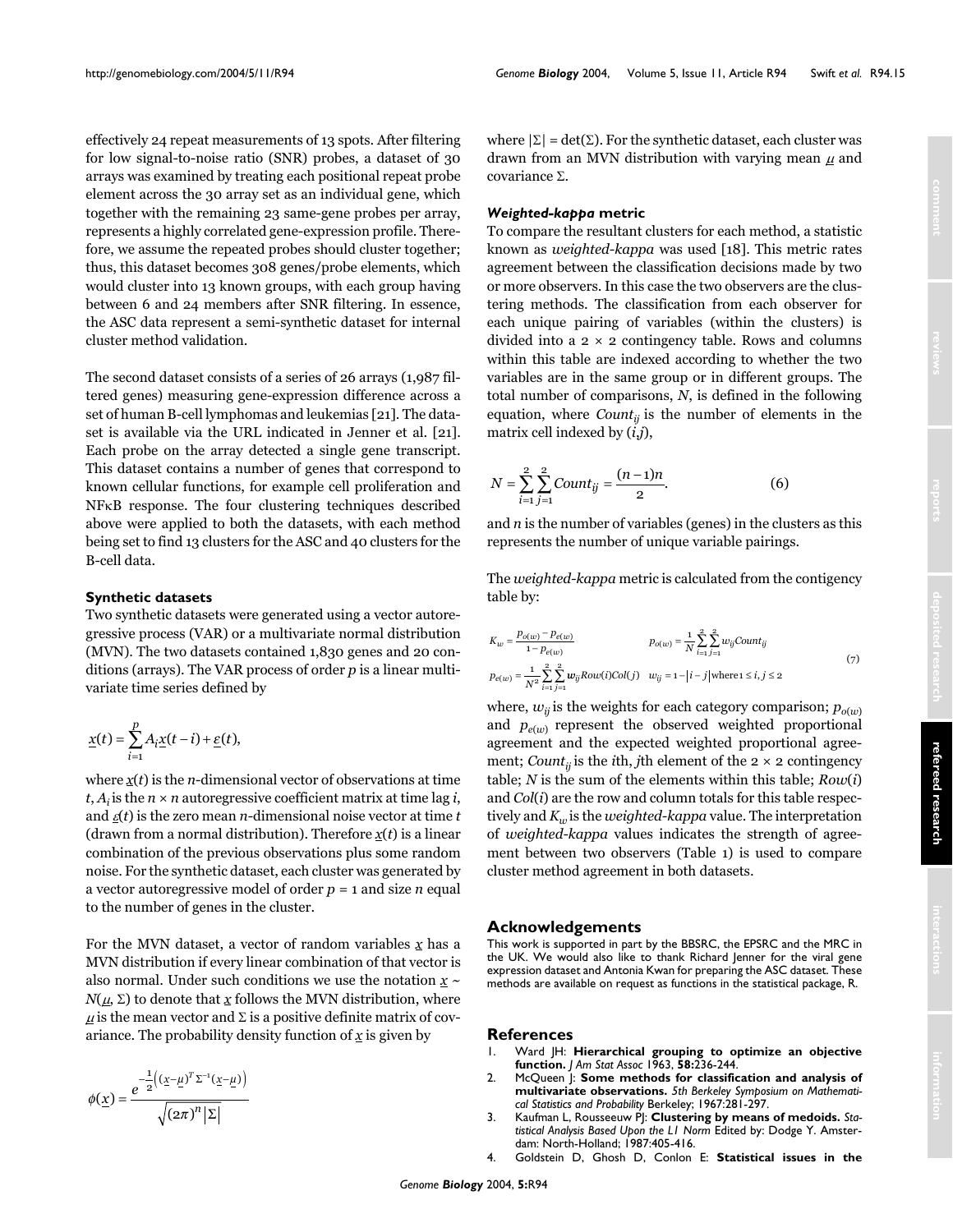effectively 24 repeat measurements of 13 spots. After filtering for low signal-to-noise ratio (SNR) probes, a dataset of 30 arrays was examined by treating each positional repeat probe element across the 30 array set as an individual gene, which together with the remaining 23 same-gene probes per array, represents a highly correlated gene-expression profile. Therefore, we assume the repeated probes should cluster together; thus, this dataset becomes 308 genes/probe elements, which would cluster into 13 known groups, with each group having between 6 and 24 members after SNR filtering. In essence, the ASC data represent a semi-synthetic dataset for internal cluster method validation.

The second dataset consists of a series of 26 arrays (1,987 filtered genes) measuring gene-expression difference across a set of human B-cell lymphomas and leukemias [21]. The dataset is available via the URL indicated in Jenner et al. [21]. Each probe on the array detected a single gene transcript. This dataset contains a number of genes that correspond to known cellular functions, for example cell proliferation and NFκB response. The four clustering techniques described above were applied to both the datasets, with each method being set to find 13 clusters for the ASC and 40 clusters for the B-cell data.

### Synthetic datasets

Two synthetic datasets were generated using a vector autoregressive process (VAR) or a multivariate normal distribution (MVN). The two datasets contained 1,830 genes and 20 conditions (arrays). The VAR process of order $p$ is a linear multivariate time series defined by

$$\underline{x}(t) = \sum_{i=1}^{p} A_i \underline{x}(t-i) + \underline{\varepsilon}(t),$$

where $\underline{x}(t)$ is the $n$-dimensional vector of observations at time $t$, $A_i$ is the $n \times n$ autoregressive coefficient matrix at time lag $i$, and $\underline{\varepsilon}(t)$ is the zero mean $n$-dimensional noise vector at time $t$ (drawn from a normal distribution). Therefore $\underline{x}(t)$ is a linear combination of the previous observations plus some random noise. For the synthetic dataset, each cluster was generated by a vector autoregressive model of order $p = 1$ and size $n$ equal to the number of genes in the cluster.

For the MVN dataset, a vector of random variables $\underline{x}$ has a MVN distribution if every linear combination of that vector is also normal. Under such conditions we use the notation $\underline{x} \sim N(\underline{\mu}, \Sigma)$ to denote that $\underline{x}$ follows the MVN distribution, where $\underline{\mu}$ is the mean vector and $\Sigma$ is a positive definite matrix of covariance. The probability density function of $\underline{x}$ is given by

$$\phi(\underline{x}) = \frac{e^{-\frac{1}{2}\left((\underline{x}-\underline{\mu})^T \Sigma^{-1} (\underline{x}-\underline{\mu})\right)}}{\sqrt{(2\pi)^n |\Sigma|}}$$

where $|\Sigma| = \det(\Sigma)$. For the synthetic dataset, each cluster was drawn from an MVN distribution with varying mean $\underline{\mu}$ and covariance $\Sigma$.

### *Weighted-kappa* metric

To compare the resultant clusters for each method, a statistic known as *weighted-kappa* was used [18]. This metric rates agreement between the classification decisions made by two or more observers. In this case the two observers are the clustering methods. The classification from each observer for each unique pairing of variables (within the clusters) is divided into a 2 × 2 contingency table. Rows and columns within this table are indexed according to whether the two variables are in the same group or in different groups. The total number of comparisons, $N$, is defined in the following equation, where $Count_{ij}$ is the number of elements in the matrix cell indexed by $(i,j)$,

$$N = \sum_{i=1}^{2}\sum_{j=1}^{2} Count_{ij} = \frac{(n-1)n}{2}. \qquad (6)$$

and $n$ is the number of variables (genes) in the clusters as this represents the number of unique variable pairings.

The *weighted-kappa* metric is calculated from the contigency table by:

$$K_w = \frac{p_{o(w)} - p_{e(w)}}{1 - p_{e(w)}} \qquad p_{o(w)} = \frac{1}{N}\sum_{i=1}^{2}\sum_{j=1}^{2} w_{ij} Count_{ij}$$
$$p_{e(w)} = \frac{1}{N^2}\sum_{i=1}^{2}\sum_{j=1}^{2} w_{ij} Row(i) Col(j) \quad w_{ij} = 1 - |i-j| \text{ where } 1 \le i, j \le 2 \qquad (7)$$

where, $w_{ij}$ is the weights for each category comparison; $p_{o(w)}$ and $p_{e(w)}$ represent the observed weighted proportional agreement and the expected weighted proportional agreement; $Count_{ij}$ is the $i$th, $j$th element of the 2 × 2 contingency table; $N$ is the sum of the elements within this table; $Row(i)$ and $Col(i)$ are the row and column totals for this table respectively and $K_w$ is the *weighted-kappa* value. The interpretation of *weighted-kappa* values indicates the strength of agreement between two observers (Table 1) is used to compare cluster method agreement in both datasets.

## Acknowledgements

This work is supported in part by the BBSRC, the EPSRC and the MRC in the UK. We would also like to thank Richard Jenner for the viral gene expression dataset and Antonia Kwan for preparing the ASC dataset. These methods are available on request as functions in the statistical package, R.

## References

1. Ward JH: **Hierarchical grouping to optimize an objective function.** *J Am Stat Assoc* 1963, **58:**236-244.
2. McQueen J: **Some methods for classification and analysis of multivariate observations.** *5th Berkeley Symposium on Mathematical Statistics and Probability* Berkeley; 1967:281-297.
3. Kaufman L, Rousseeuw PJ: **Clustering by means of medoids.** *Statistical Analysis Based Upon the L1 Norm* Edited by: Dodge Y. Amsterdam: North-Holland; 1987:405-416.
4. Goldstein D, Ghosh D, Conlon E: **Statistical issues in the**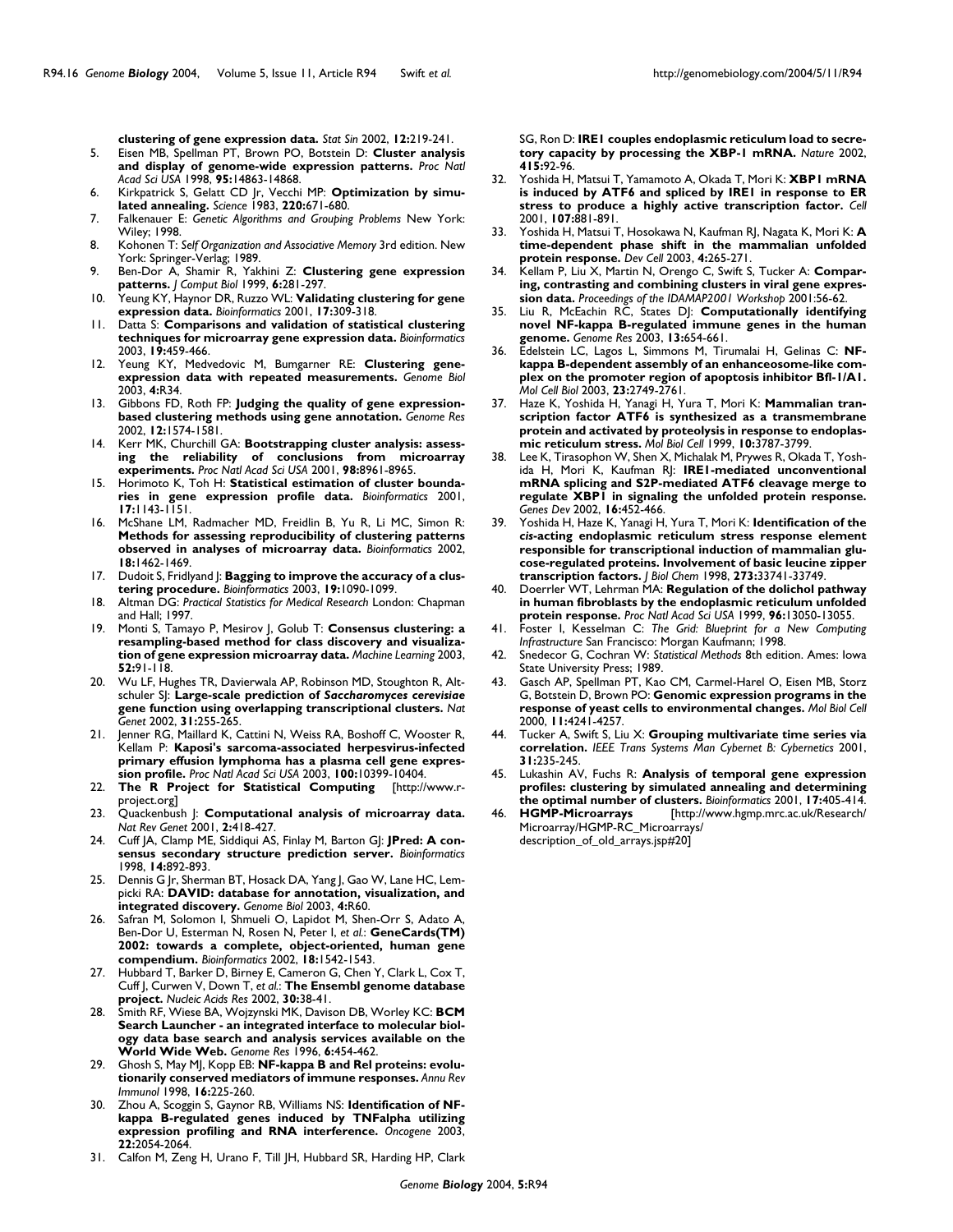**clustering of gene expression data.** *Stat Sin* 2002, **12:**219-241.

5. Eisen MB, Spellman PT, Brown PO, Botstein D: **Cluster analysis and display of genome-wide expression patterns.** *Proc Natl Acad Sci USA* 1998, **95:**14863-14868.
6. Kirkpatrick S, Gelatt CD Jr, Vecchi MP: **Optimization by simulated annealing.** *Science* 1983, **220:**671-680.
7. Falkenauer E: *Genetic Algorithms and Grouping Problems* New York: Wiley; 1998.
8. Kohonen T: *Self Organization and Associative Memory* 3rd edition. New York: Springer-Verlag; 1989.
9. Ben-Dor A, Shamir R, Yakhini Z: **Clustering gene expression patterns.** *J Comput Biol* 1999, **6:**281-297.
10. Yeung KY, Haynor DR, Ruzzo WL: **Validating clustering for gene expression data.** *Bioinformatics* 2001, **17:**309-318.
11. Datta S: **Comparisons and validation of statistical clustering techniques for microarray gene expression data.** *Bioinformatics* 2003, **19:**459-466.
12. Yeung KY, Medvedovic M, Bumgarner RE: **Clustering gene-expression data with repeated measurements.** *Genome Biol* 2003, **4:**R34.
13. Gibbons FD, Roth FP: **Judging the quality of gene expression-based clustering methods using gene annotation.** *Genome Res* 2002, **12:**1574-1581.
14. Kerr MK, Churchill GA: **Bootstrapping cluster analysis: assessing the reliability of conclusions from microarray experiments.** *Proc Natl Acad Sci USA* 2001, **98:**8961-8965.
15. Horimoto K, Toh H: **Statistical estimation of cluster boundaries in gene expression profile data.** *Bioinformatics* 2001, **17:**1143-1151.
16. McShane LM, Radmacher MD, Freidlin B, Yu R, Li MC, Simon R: **Methods for assessing reproducibility of clustering patterns observed in analyses of microarray data.** *Bioinformatics* 2002, **18:**1462-1469.
17. Dudoit S, Fridlyand J: **Bagging to improve the accuracy of a clustering procedure.** *Bioinformatics* 2003, **19:**1090-1099.
18. Altman DG: *Practical Statistics for Medical Research* London: Chapman and Hall; 1997.
19. Monti S, Tamayo P, Mesirov J, Golub T: **Consensus clustering: a resampling-based method for class discovery and visualization of gene expression microarray data.** *Machine Learning* 2003, **52:**91-118.
20. Wu LF, Hughes TR, Davierwala AP, Robinson MD, Stoughton R, Altschuler SJ: **Large-scale prediction of *Saccharomyces cerevisiae* gene function using overlapping transcriptional clusters.** *Nat Genet* 2002, **31:**255-265.
21. Jenner RG, Maillard K, Cattini N, Weiss RA, Boshoff C, Wooster R, Kellam P: **Kaposi's sarcoma-associated herpesvirus-infected primary effusion lymphoma has a plasma cell gene expression profile.** *Proc Natl Acad Sci USA* 2003, **100:**10399-10404.
22. **The R Project for Statistical Computing** [http://www.r-project.org]
23. Quackenbush J: **Computational analysis of microarray data.** *Nat Rev Genet* 2001, **2:**418-427.
24. Cuff JA, Clamp ME, Siddiqui AS, Finlay M, Barton GJ: **JPred: A consensus secondary structure prediction server.** *Bioinformatics* 1998, **14:**892-893.
25. Dennis G Jr, Sherman BT, Hosack DA, Yang J, Gao W, Lane HC, Lempicki RA: **DAVID: database for annotation, visualization, and integrated discovery.** *Genome Biol* 2003, **4:**R60.
26. Safran M, Solomon I, Shmueli O, Lapidot M, Shen-Orr S, Adato A, Ben-Dor U, Esterman N, Rosen N, Peter I, *et al.*: **GeneCards(TM) 2002: towards a complete, object-oriented, human gene compendium.** *Bioinformatics* 2002, **18:**1542-1543.
27. Hubbard T, Barker D, Birney E, Cameron G, Chen Y, Clark L, Cox T, Cuff J, Curwen V, Down T, *et al.*: **The Ensembl genome database project.** *Nucleic Acids Res* 2002, **30:**38-41.
28. Smith RF, Wiese BA, Wojzynski MK, Davison DB, Worley KC: **BCM Search Launcher - an integrated interface to molecular biology data base search and analysis services available on the World Wide Web.** *Genome Res* 1996, **6:**454-462.
29. Ghosh S, May MJ, Kopp EB: **NF-kappa B and Rel proteins: evolutionarily conserved mediators of immune responses.** *Annu Rev Immunol* 1998, **16:**225-260.
30. Zhou A, Scoggin S, Gaynor RB, Williams NS: **Identification of NF-kappa B-regulated genes induced by TNFalpha utilizing expression profiling and RNA interference.** *Oncogene* 2003, **22:**2054-2064.
31. Calfon M, Zeng H, Urano F, Till JH, Hubbard SR, Harding HP, Clark SG, Ron D: **IRE1 couples endoplasmic reticulum load to secretory capacity by processing the XBP-1 mRNA.** *Nature* 2002, **415:**92-96.
32. Yoshida H, Matsui T, Yamamoto A, Okada T, Mori K: **XBP1 mRNA is induced by ATF6 and spliced by IRE1 in response to ER stress to produce a highly active transcription factor.** *Cell* 2001, **107:**881-891.
33. Yoshida H, Matsui T, Hosokawa N, Kaufman RJ, Nagata K, Mori K: **A time-dependent phase shift in the mammalian unfolded protein response.** *Dev Cell* 2003, **4:**265-271.
34. Kellam P, Liu X, Martin N, Orengo C, Swift S, Tucker A: **Comparing, contrasting and combining clusters in viral gene expression data.** *Proceedings of the IDAMAP2001 Workshop* 2001:56-62.
35. Liu R, McEachin RC, States DJ: **Computationally identifying novel NF-kappa B-regulated immune genes in the human genome.** *Genome Res* 2003, **13:**654-661.
36. Edelstein LC, Lagos L, Simmons M, Tirumalai H, Gelinas C: **NF-kappa B-dependent assembly of an enhanceosome-like complex on the promoter region of apoptosis inhibitor Bfl-1/A1.** *Mol Cell Biol* 2003, **23:**2749-2761.
37. Haze K, Yoshida H, Yanagi H, Yura T, Mori K: **Mammalian transcription factor ATF6 is synthesized as a transmembrane protein and activated by proteolysis in response to endoplasmic reticulum stress.** *Mol Biol Cell* 1999, **10:**3787-3799.
38. Lee K, Tirasophon W, Shen X, Michalak M, Prywes R, Okada T, Yoshida H, Mori K, Kaufman RJ: **IRE1-mediated unconventional mRNA splicing and S2P-mediated ATF6 cleavage merge to regulate XBP1 in signaling the unfolded protein response.** *Genes Dev* 2002, **16:**452-466.
39. Yoshida H, Haze K, Yanagi H, Yura T, Mori K: **Identification of the *cis*-acting endoplasmic reticulum stress response element responsible for transcriptional induction of mammalian glucose-regulated proteins. Involvement of basic leucine zipper transcription factors.** *J Biol Chem* 1998, **273:**33741-33749.
40. Doerrler WT, Lehrman MA: **Regulation of the dolichol pathway in human fibroblasts by the endoplasmic reticulum unfolded protein response.** *Proc Natl Acad Sci USA* 1999, **96:**13050-13055.
41. Foster I, Kesselman C: *The Grid: Blueprint for a New Computing Infrastructure* San Francisco: Morgan Kaufmann; 1998.
42. Snedecor G, Cochran W: *Statistical Methods* 8th edition. Ames: Iowa State University Press; 1989.
43. Gasch AP, Spellman PT, Kao CM, Carmel-Harel O, Eisen MB, Storz G, Botstein D, Brown PO: **Genomic expression programs in the response of yeast cells to environmental changes.** *Mol Biol Cell* 2000, **11:**4241-4257.
44. Tucker A, Swift S, Liu X: **Grouping multivariate time series via correlation.** *IEEE Trans Systems Man Cybernet B: Cybernetics* 2001, **31:**235-245.
45. Lukashin AV, Fuchs R: **Analysis of temporal gene expression profiles: clustering by simulated annealing and determining the optimal number of clusters.** *Bioinformatics* 2001, **17:**405-414.
46. **HGMP-Microarrays** [http://www.hgmp.mrc.ac.uk/Research/Microarray/HGMP-RC_Microarrays/description_of_old_arrays.jsp#20]